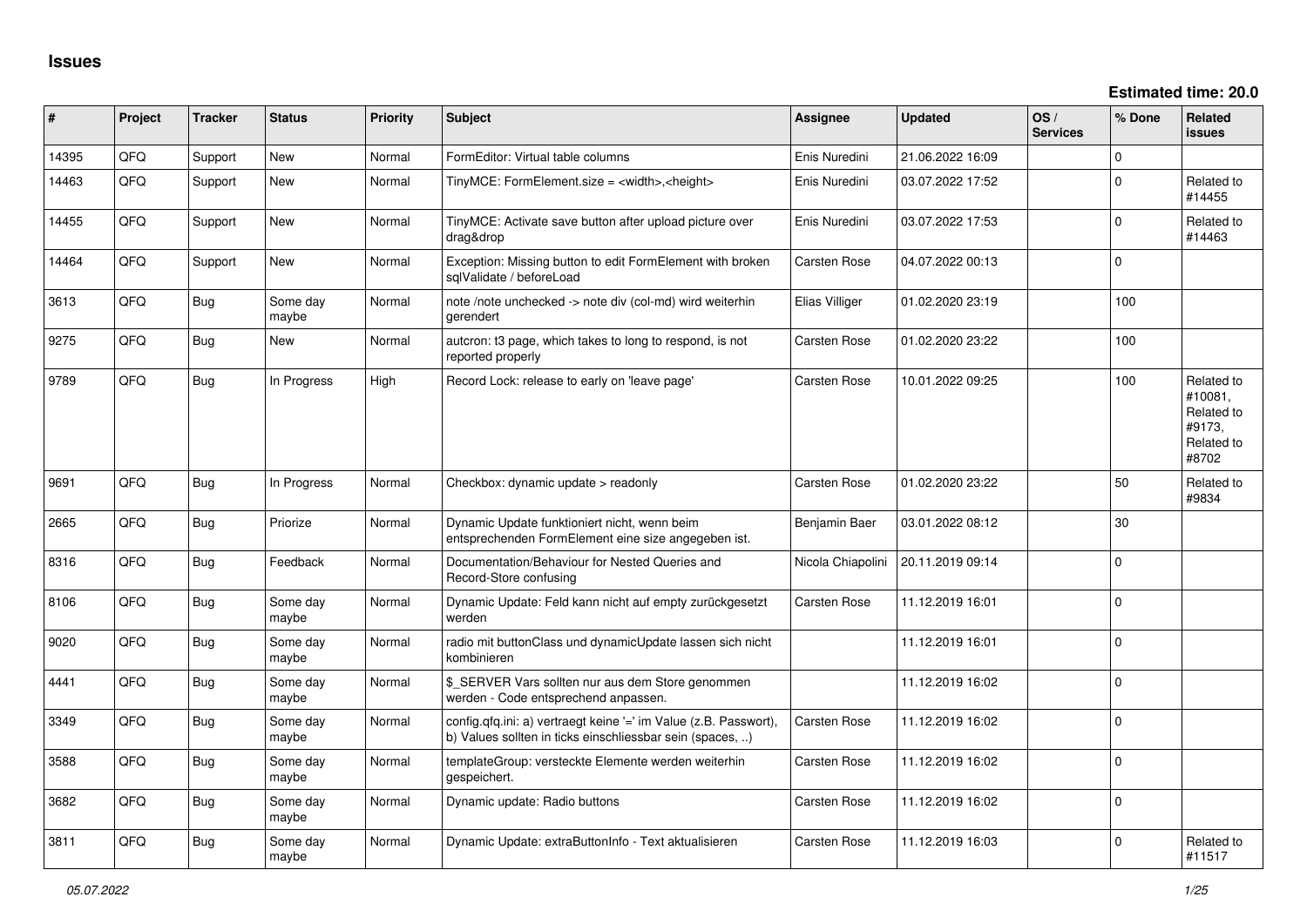# Issues

**Estimated time: 20.0**

| # | Project | Tracker | Status | Priority | Subject | Assignee | Updated | OS / Services | % Done | Related issues |
|---|---|---|---|---|---|---|---|---|---|---|
| 14395 | QFQ | Support | New | Normal | FormEditor: Virtual table columns | Enis Nuredini | 21.06.2022 16:09 | | 0 | |
| 14463 | QFQ | Support | New | Normal | TinyMCE: FormElement.size = <width>,<height> | Enis Nuredini | 03.07.2022 17:52 | | 0 | Related to #14455 |
| 14455 | QFQ | Support | New | Normal | TinyMCE: Activate save button after upload picture over drag&drop | Enis Nuredini | 03.07.2022 17:53 | | 0 | Related to #14463 |
| 14464 | QFQ | Support | New | Normal | Exception: Missing button to edit FormElement with broken sqlValidate / beforeLoad | Carsten Rose | 04.07.2022 00:13 | | 0 | |
| 3613 | QFQ | Bug | Some day maybe | Normal | note /note unchecked -> note div (col-md) wird weiterhin gerendert | Elias Villiger | 01.02.2020 23:19 | | 100 | |
| 9275 | QFQ | Bug | New | Normal | autcron: t3 page, which takes to long to respond, is not reported properly | Carsten Rose | 01.02.2020 23:22 | | 100 | |
| 9789 | QFQ | Bug | In Progress | High | Record Lock: release to early on 'leave page' | Carsten Rose | 10.01.2022 09:25 | | 100 | Related to #10081, Related to #9173, Related to #8702 |
| 9691 | QFQ | Bug | In Progress | Normal | Checkbox: dynamic update > readonly | Carsten Rose | 01.02.2020 23:22 | | 50 | Related to #9834 |
| 2665 | QFQ | Bug | Priorize | Normal | Dynamic Update funktioniert nicht, wenn beim entsprechenden FormElement eine size angegeben ist. | Benjamin Baer | 03.01.2022 08:12 | | 30 | |
| 8316 | QFQ | Bug | Feedback | Normal | Documentation/Behaviour for Nested Queries and Record-Store confusing | Nicola Chiapolini | 20.11.2019 09:14 | | 0 | |
| 8106 | QFQ | Bug | Some day maybe | Normal | Dynamic Update: Feld kann nicht auf empty zurückgesetzt werden | Carsten Rose | 11.12.2019 16:01 | | 0 | |
| 9020 | QFQ | Bug | Some day maybe | Normal | radio mit buttonClass und dynamicUpdate lassen sich nicht kombinieren | | 11.12.2019 16:01 | | 0 | |
| 4441 | QFQ | Bug | Some day maybe | Normal | $_SERVER Vars sollten nur aus dem Store genommen werden - Code entsprechend anpassen. | | 11.12.2019 16:02 | | 0 | |
| 3349 | QFQ | Bug | Some day maybe | Normal | config.qfq.ini: a) vertraegt keine '=' im Value (z.B. Passwort), b) Values sollten in ticks einschliessbar sein (spaces, ..) | Carsten Rose | 11.12.2019 16:02 | | 0 | |
| 3588 | QFQ | Bug | Some day maybe | Normal | templateGroup: versteckte Elemente werden weiterhin gespeichert. | Carsten Rose | 11.12.2019 16:02 | | 0 | |
| 3682 | QFQ | Bug | Some day maybe | Normal | Dynamic update: Radio buttons | Carsten Rose | 11.12.2019 16:02 | | 0 | |
| 3811 | QFQ | Bug | Some day maybe | Normal | Dynamic Update: extraButtonInfo - Text aktualisieren | Carsten Rose | 11.12.2019 16:03 | | 0 | Related to #11517 |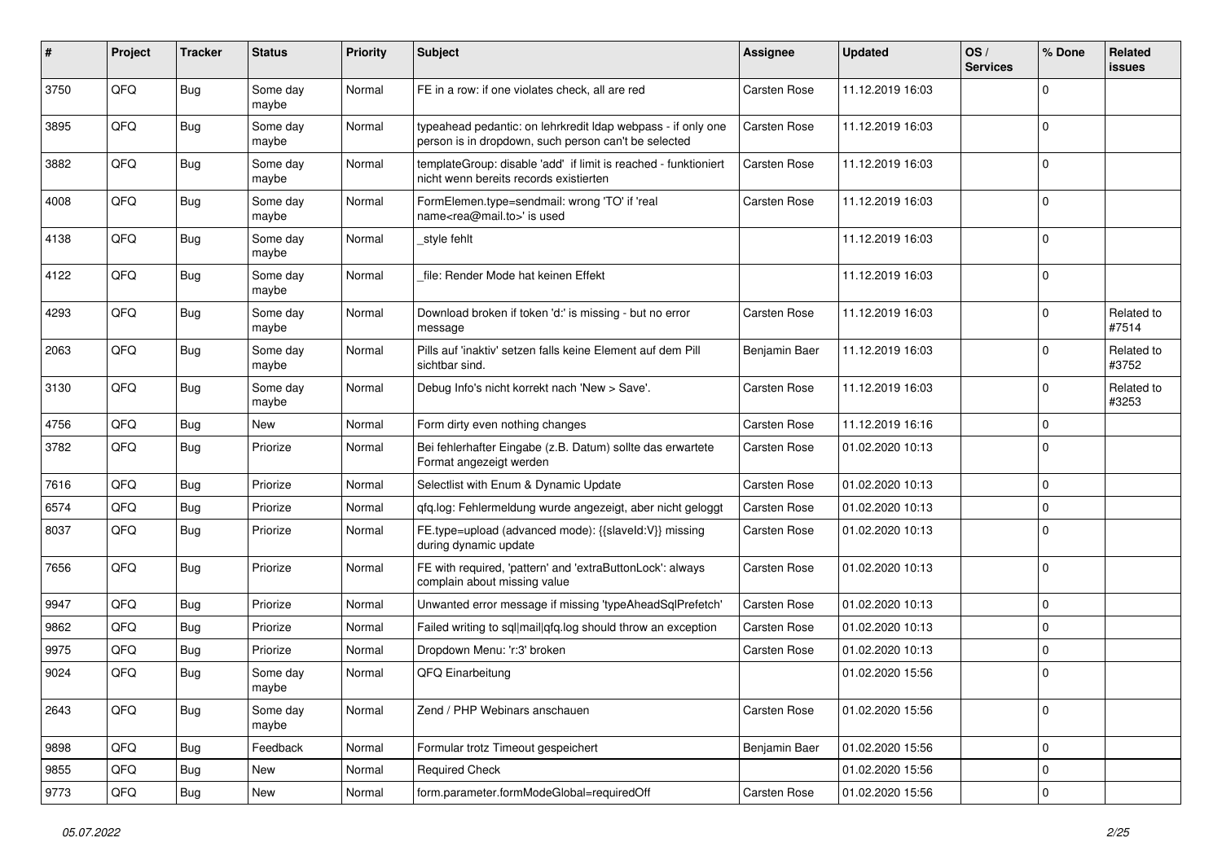| # | Project | Tracker | Status | Priority | Subject | Assignee | Updated | OS / Services | % Done | Related issues |
|---|---|---|---|---|---|---|---|---|---|---|
| 3750 | QFQ | Bug | Some day maybe | Normal | FE in a row: if one violates check, all are red | Carsten Rose | 11.12.2019 16:03 | | 0 | |
| 3895 | QFQ | Bug | Some day maybe | Normal | typeahead pedantic: on lehrkredit ldap webpass - if only one person is in dropdown, such person can't be selected | Carsten Rose | 11.12.2019 16:03 | | 0 | |
| 3882 | QFQ | Bug | Some day maybe | Normal | templateGroup: disable 'add' if limit is reached - funktioniert nicht wenn bereits records existierten | Carsten Rose | 11.12.2019 16:03 | | 0 | |
| 4008 | QFQ | Bug | Some day maybe | Normal | FormElemen.type=sendmail: wrong 'TO' if 'real name<rea@mail.to>' is used | Carsten Rose | 11.12.2019 16:03 | | 0 | |
| 4138 | QFQ | Bug | Some day maybe | Normal | _style fehlt | | 11.12.2019 16:03 | | 0 | |
| 4122 | QFQ | Bug | Some day maybe | Normal | _file: Render Mode hat keinen Effekt | | 11.12.2019 16:03 | | 0 | |
| 4293 | QFQ | Bug | Some day maybe | Normal | Download broken if token 'd:' is missing - but no error message | Carsten Rose | 11.12.2019 16:03 | | 0 | Related to #7514 |
| 2063 | QFQ | Bug | Some day maybe | Normal | Pills auf 'inaktiv' setzen falls keine Element auf dem Pill sichtbar sind. | Benjamin Baer | 11.12.2019 16:03 | | 0 | Related to #3752 |
| 3130 | QFQ | Bug | Some day maybe | Normal | Debug Info's nicht korrekt nach 'New > Save'. | Carsten Rose | 11.12.2019 16:03 | | 0 | Related to #3253 |
| 4756 | QFQ | Bug | New | Normal | Form dirty even nothing changes | Carsten Rose | 11.12.2019 16:16 | | 0 | |
| 3782 | QFQ | Bug | Priorize | Normal | Bei fehlerhafter Eingabe (z.B. Datum) sollte das erwartete Format angezeigt werden | Carsten Rose | 01.02.2020 10:13 | | 0 | |
| 7616 | QFQ | Bug | Priorize | Normal | Selectlist with Enum & Dynamic Update | Carsten Rose | 01.02.2020 10:13 | | 0 | |
| 6574 | QFQ | Bug | Priorize | Normal | qfq.log: Fehlermeldung wurde angezeigt, aber nicht geloggt | Carsten Rose | 01.02.2020 10:13 | | 0 | |
| 8037 | QFQ | Bug | Priorize | Normal | FE.type=upload (advanced mode): {{slaveId:V}} missing during dynamic update | Carsten Rose | 01.02.2020 10:13 | | 0 | |
| 7656 | QFQ | Bug | Priorize | Normal | FE with required, 'pattern' and 'extraButtonLock': always complain about missing value | Carsten Rose | 01.02.2020 10:13 | | 0 | |
| 9947 | QFQ | Bug | Priorize | Normal | Unwanted error message if missing 'typeAheadSqlPrefetch' | Carsten Rose | 01.02.2020 10:13 | | 0 | |
| 9862 | QFQ | Bug | Priorize | Normal | Failed writing to sql\|mail\|qfq.log should throw an exception | Carsten Rose | 01.02.2020 10:13 | | 0 | |
| 9975 | QFQ | Bug | Priorize | Normal | Dropdown Menu: 'r:3' broken | Carsten Rose | 01.02.2020 10:13 | | 0 | |
| 9024 | QFQ | Bug | Some day maybe | Normal | QFQ Einarbeitung | | 01.02.2020 15:56 | | 0 | |
| 2643 | QFQ | Bug | Some day maybe | Normal | Zend / PHP Webinars anschauen | Carsten Rose | 01.02.2020 15:56 | | 0 | |
| 9898 | QFQ | Bug | Feedback | Normal | Formular trotz Timeout gespeichert | Benjamin Baer | 01.02.2020 15:56 | | 0 | |
| 9855 | QFQ | Bug | New | Normal | Required Check | | 01.02.2020 15:56 | | 0 | |
| 9773 | QFQ | Bug | New | Normal | form.parameter.formModeGlobal=requiredOff | Carsten Rose | 01.02.2020 15:56 | | 0 | |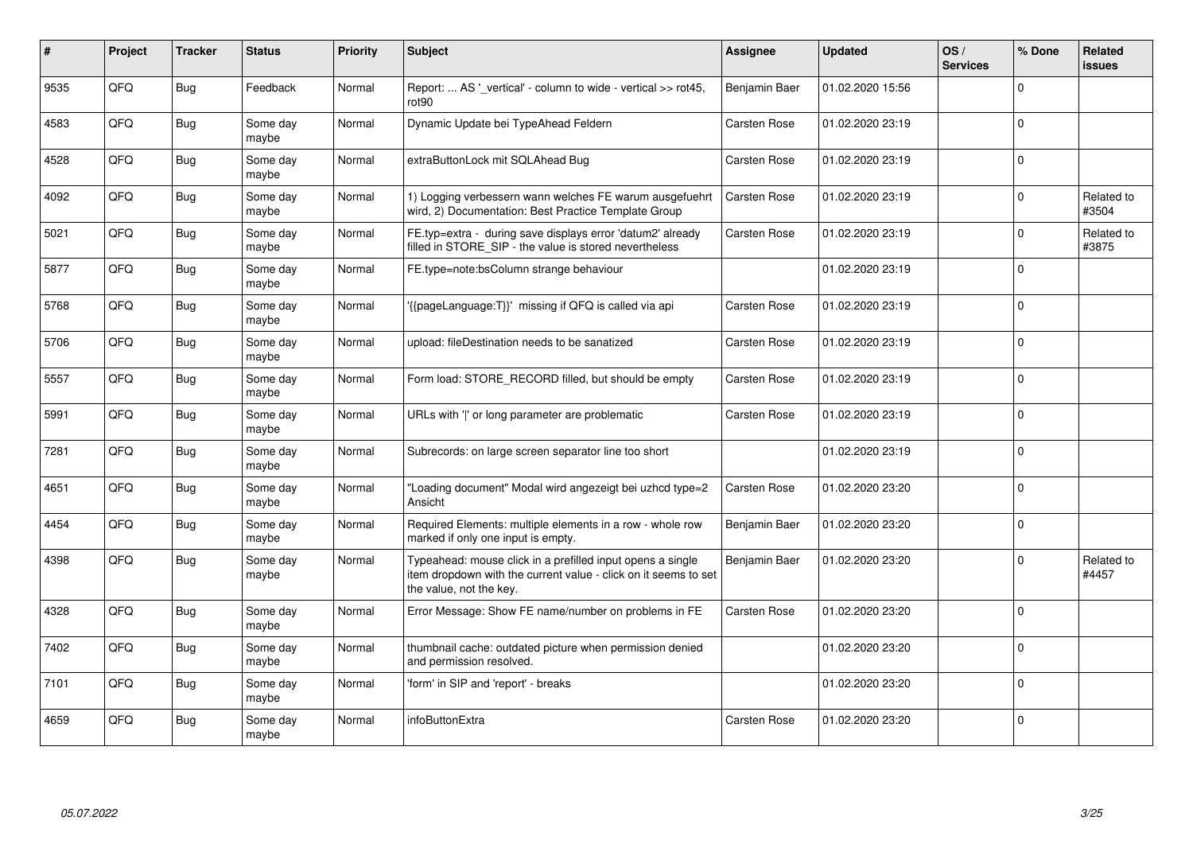| # | Project | Tracker | Status | Priority | Subject | Assignee | Updated | OS / Services | % Done | Related issues |
|---|---|---|---|---|---|---|---|---|---|---|
| 9535 | QFQ | Bug | Feedback | Normal | Report: ... AS '_vertical' - column to wide - vertical >> rot45, rot90 | Benjamin Baer | 01.02.2020 15:56 | | 0 | |
| 4583 | QFQ | Bug | Some day maybe | Normal | Dynamic Update bei TypeAhead Feldern | Carsten Rose | 01.02.2020 23:19 | | 0 | |
| 4528 | QFQ | Bug | Some day maybe | Normal | extraButtonLock mit SQLAhead Bug | Carsten Rose | 01.02.2020 23:19 | | 0 | |
| 4092 | QFQ | Bug | Some day maybe | Normal | 1) Logging verbessern wann welches FE warum ausgefuehrt wird, 2) Documentation: Best Practice Template Group | Carsten Rose | 01.02.2020 23:19 | | 0 | Related to #3504 |
| 5021 | QFQ | Bug | Some day maybe | Normal | FE.typ=extra - during save displays error 'datum2' already filled in STORE_SIP - the value is stored nevertheless | Carsten Rose | 01.02.2020 23:19 | | 0 | Related to #3875 |
| 5877 | QFQ | Bug | Some day maybe | Normal | FE.type=note:bsColumn strange behaviour | | 01.02.2020 23:19 | | 0 | |
| 5768 | QFQ | Bug | Some day maybe | Normal | '{{pageLanguage:T}}' missing if QFQ is called via api | Carsten Rose | 01.02.2020 23:19 | | 0 | |
| 5706 | QFQ | Bug | Some day maybe | Normal | upload: fileDestination needs to be sanatized | Carsten Rose | 01.02.2020 23:19 | | 0 | |
| 5557 | QFQ | Bug | Some day maybe | Normal | Form load: STORE_RECORD filled, but should be empty | Carsten Rose | 01.02.2020 23:19 | | 0 | |
| 5991 | QFQ | Bug | Some day maybe | Normal | URLs with '\|' or long parameter are problematic | Carsten Rose | 01.02.2020 23:19 | | 0 | |
| 7281 | QFQ | Bug | Some day maybe | Normal | Subrecords: on large screen separator line too short | | 01.02.2020 23:19 | | 0 | |
| 4651 | QFQ | Bug | Some day maybe | Normal | "Loading document" Modal wird angezeigt bei uzhcd type=2 Ansicht | Carsten Rose | 01.02.2020 23:20 | | 0 | |
| 4454 | QFQ | Bug | Some day maybe | Normal | Required Elements: multiple elements in a row - whole row marked if only one input is empty. | Benjamin Baer | 01.02.2020 23:20 | | 0 | |
| 4398 | QFQ | Bug | Some day maybe | Normal | Typeahead: mouse click in a prefilled input opens a single item dropdown with the current value - click on it seems to set the value, not the key. | Benjamin Baer | 01.02.2020 23:20 | | 0 | Related to #4457 |
| 4328 | QFQ | Bug | Some day maybe | Normal | Error Message: Show FE name/number on problems in FE | Carsten Rose | 01.02.2020 23:20 | | 0 | |
| 7402 | QFQ | Bug | Some day maybe | Normal | thumbnail cache: outdated picture when permission denied and permission resolved. | | 01.02.2020 23:20 | | 0 | |
| 7101 | QFQ | Bug | Some day maybe | Normal | 'form' in SIP and 'report' - breaks | | 01.02.2020 23:20 | | 0 | |
| 4659 | QFQ | Bug | Some day maybe | Normal | infoButtonExtra | Carsten Rose | 01.02.2020 23:20 | | 0 | |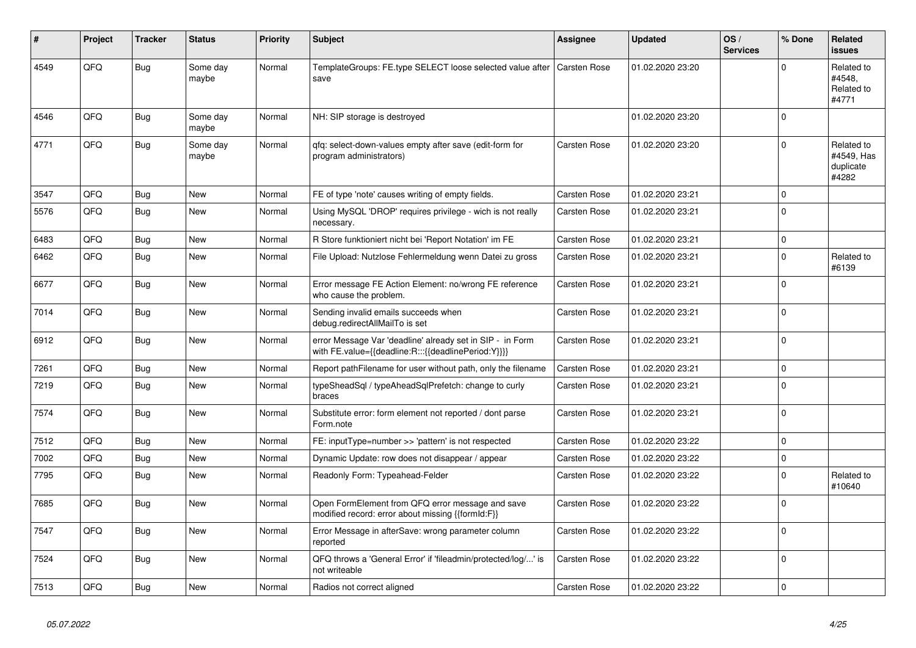| # | Project | Tracker | Status | Priority | Subject | Assignee | Updated | OS / Services | % Done | Related issues |
|---|---|---|---|---|---|---|---|---|---|---|
| 4549 | QFQ | Bug | Some day maybe | Normal | TemplateGroups: FE.type SELECT loose selected value after save | Carsten Rose | 01.02.2020 23:20 | | 0 | Related to #4548, Related to #4771 |
| 4546 | QFQ | Bug | Some day maybe | Normal | NH: SIP storage is destroyed | | 01.02.2020 23:20 | | 0 | |
| 4771 | QFQ | Bug | Some day maybe | Normal | qfq: select-down-values empty after save (edit-form for program administrators) | Carsten Rose | 01.02.2020 23:20 | | 0 | Related to #4549, Has duplicate #4282 |
| 3547 | QFQ | Bug | New | Normal | FE of type 'note' causes writing of empty fields. | Carsten Rose | 01.02.2020 23:21 | | 0 | |
| 5576 | QFQ | Bug | New | Normal | Using MySQL 'DROP' requires privilege - wich is not really necessary. | Carsten Rose | 01.02.2020 23:21 | | 0 | |
| 6483 | QFQ | Bug | New | Normal | R Store funktioniert nicht bei 'Report Notation' im FE | Carsten Rose | 01.02.2020 23:21 | | 0 | |
| 6462 | QFQ | Bug | New | Normal | File Upload: Nutzlose Fehlermeldung wenn Datei zu gross | Carsten Rose | 01.02.2020 23:21 | | 0 | Related to #6139 |
| 6677 | QFQ | Bug | New | Normal | Error message FE Action Element: no/wrong FE reference who cause the problem. | Carsten Rose | 01.02.2020 23:21 | | 0 | |
| 7014 | QFQ | Bug | New | Normal | Sending invalid emails succeeds when debug.redirectAllMailTo is set | Carsten Rose | 01.02.2020 23:21 | | 0 | |
| 6912 | QFQ | Bug | New | Normal | error Message Var 'deadline' already set in SIP - in Form with FE.value={{deadline:R:::{{deadlinePeriod:Y}}}} | Carsten Rose | 01.02.2020 23:21 | | 0 | |
| 7261 | QFQ | Bug | New | Normal | Report pathFilename for user without path, only the filename | Carsten Rose | 01.02.2020 23:21 | | 0 | |
| 7219 | QFQ | Bug | New | Normal | typeSheadSql / typeAheadSqlPrefetch: change to curly braces | Carsten Rose | 01.02.2020 23:21 | | 0 | |
| 7574 | QFQ | Bug | New | Normal | Substitute error: form element not reported / dont parse Form.note | Carsten Rose | 01.02.2020 23:21 | | 0 | |
| 7512 | QFQ | Bug | New | Normal | FE: inputType=number >> 'pattern' is not respected | Carsten Rose | 01.02.2020 23:22 | | 0 | |
| 7002 | QFQ | Bug | New | Normal | Dynamic Update: row does not disappear / appear | Carsten Rose | 01.02.2020 23:22 | | 0 | |
| 7795 | QFQ | Bug | New | Normal | Readonly Form: Typeahead-Felder | Carsten Rose | 01.02.2020 23:22 | | 0 | Related to #10640 |
| 7685 | QFQ | Bug | New | Normal | Open FormElement from QFQ error message and save modified record: error about missing {{formId:F}} | Carsten Rose | 01.02.2020 23:22 | | 0 | |
| 7547 | QFQ | Bug | New | Normal | Error Message in afterSave: wrong parameter column reported | Carsten Rose | 01.02.2020 23:22 | | 0 | |
| 7524 | QFQ | Bug | New | Normal | QFQ throws a 'General Error' if 'fileadmin/protected/log/...' is not writeable | Carsten Rose | 01.02.2020 23:22 | | 0 | |
| 7513 | QFQ | Bug | New | Normal | Radios not correct aligned | Carsten Rose | 01.02.2020 23:22 | | 0 | |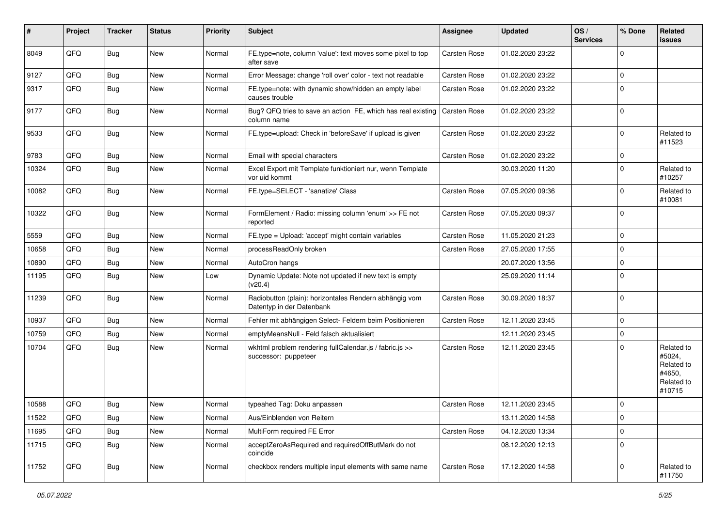| # | Project | Tracker | Status | Priority | Subject | Assignee | Updated | OS / Services | % Done | Related issues |
|---|---|---|---|---|---|---|---|---|---|---|
| 8049 | QFQ | Bug | New | Normal | FE.type=note, column 'value': text moves some pixel to top after save | Carsten Rose | 01.02.2020 23:22 | | 0 | |
| 9127 | QFQ | Bug | New | Normal | Error Message: change 'roll over' color - text not readable | Carsten Rose | 01.02.2020 23:22 | | 0 | |
| 9317 | QFQ | Bug | New | Normal | FE.type=note: with dynamic show/hidden an empty label causes trouble | Carsten Rose | 01.02.2020 23:22 | | 0 | |
| 9177 | QFQ | Bug | New | Normal | Bug? QFQ tries to save an action FE, which has real existing column name | Carsten Rose | 01.02.2020 23:22 | | 0 | |
| 9533 | QFQ | Bug | New | Normal | FE.type=upload: Check in 'beforeSave' if upload is given | Carsten Rose | 01.02.2020 23:22 | | 0 | Related to #11523 |
| 9783 | QFQ | Bug | New | Normal | Email with special characters | Carsten Rose | 01.02.2020 23:22 | | 0 | |
| 10324 | QFQ | Bug | New | Normal | Excel Export mit Template funktioniert nur, wenn Template vor uid kommt | | 30.03.2020 11:20 | | 0 | Related to #10257 |
| 10082 | QFQ | Bug | New | Normal | FE.type=SELECT - 'sanatize' Class | Carsten Rose | 07.05.2020 09:36 | | 0 | Related to #10081 |
| 10322 | QFQ | Bug | New | Normal | FormElement / Radio: missing column 'enum' >> FE not reported | Carsten Rose | 07.05.2020 09:37 | | 0 | |
| 5559 | QFQ | Bug | New | Normal | FE.type = Upload: 'accept' might contain variables | Carsten Rose | 11.05.2020 21:23 | | 0 | |
| 10658 | QFQ | Bug | New | Normal | processReadOnly broken | Carsten Rose | 27.05.2020 17:55 | | 0 | |
| 10890 | QFQ | Bug | New | Normal | AutoCron hangs | | 20.07.2020 13:56 | | 0 | |
| 11195 | QFQ | Bug | New | Low | Dynamic Update: Note not updated if new text is empty (v20.4) | | 25.09.2020 11:14 | | 0 | |
| 11239 | QFQ | Bug | New | Normal | Radiobutton (plain): horizontales Rendern abhängig vom Datentyp in der Datenbank | Carsten Rose | 30.09.2020 18:37 | | 0 | |
| 10937 | QFQ | Bug | New | Normal | Fehler mit abhängigen Select- Feldern beim Positionieren | Carsten Rose | 12.11.2020 23:45 | | 0 | |
| 10759 | QFQ | Bug | New | Normal | emptyMeansNull - Feld falsch aktualisiert | | 12.11.2020 23:45 | | 0 | |
| 10704 | QFQ | Bug | New | Normal | wkhtml problem rendering fullCalendar.js / fabric.js >> successor: puppeteer | Carsten Rose | 12.11.2020 23:45 | | 0 | Related to #5024, Related to #4650, Related to #10715 |
| 10588 | QFQ | Bug | New | Normal | typeahed Tag: Doku anpassen | Carsten Rose | 12.11.2020 23:45 | | 0 | |
| 11522 | QFQ | Bug | New | Normal | Aus/Einblenden von Reitern | | 13.11.2020 14:58 | | 0 | |
| 11695 | QFQ | Bug | New | Normal | MultiForm required FE Error | Carsten Rose | 04.12.2020 13:34 | | 0 | |
| 11715 | QFQ | Bug | New | Normal | acceptZeroAsRequired and requiredOffButMark do not coincide | | 08.12.2020 12:13 | | 0 | |
| 11752 | QFQ | Bug | New | Normal | checkbox renders multiple input elements with same name | Carsten Rose | 17.12.2020 14:58 | | 0 | Related to #11750 |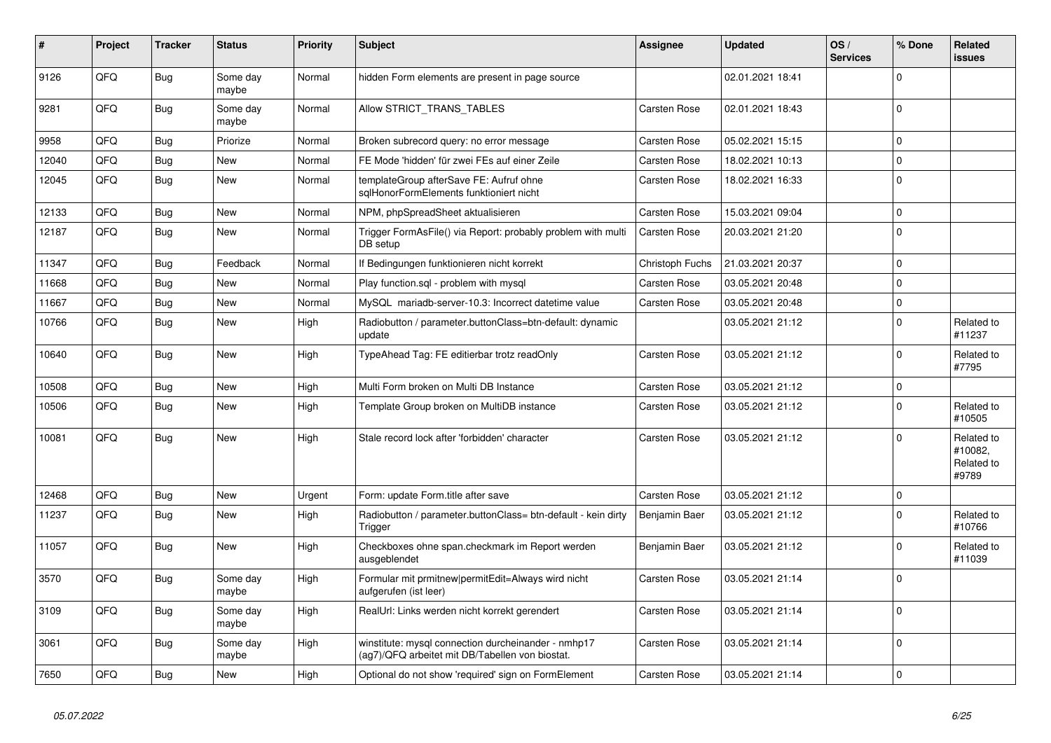| # | Project | Tracker | Status | Priority | Subject | Assignee | Updated | OS / Services | % Done | Related issues |
|---|---|---|---|---|---|---|---|---|---|---|
| 9126 | QFQ | Bug | Some day maybe | Normal | hidden Form elements are present in page source | | 02.01.2021 18:41 | | 0 | |
| 9281 | QFQ | Bug | Some day maybe | Normal | Allow STRICT_TRANS_TABLES | Carsten Rose | 02.01.2021 18:43 | | 0 | |
| 9958 | QFQ | Bug | Priorize | Normal | Broken subrecord query: no error message | Carsten Rose | 05.02.2021 15:15 | | 0 | |
| 12040 | QFQ | Bug | New | Normal | FE Mode 'hidden' für zwei FEs auf einer Zeile | Carsten Rose | 18.02.2021 10:13 | | 0 | |
| 12045 | QFQ | Bug | New | Normal | templateGroup afterSave FE: Aufruf ohne sqlHonorFormElements funktioniert nicht | Carsten Rose | 18.02.2021 16:33 | | 0 | |
| 12133 | QFQ | Bug | New | Normal | NPM, phpSpreadSheet aktualisieren | Carsten Rose | 15.03.2021 09:04 | | 0 | |
| 12187 | QFQ | Bug | New | Normal | Trigger FormAsFile() via Report: probably problem with multi DB setup | Carsten Rose | 20.03.2021 21:20 | | 0 | |
| 11347 | QFQ | Bug | Feedback | Normal | If Bedingungen funktionieren nicht korrekt | Christoph Fuchs | 21.03.2021 20:37 | | 0 | |
| 11668 | QFQ | Bug | New | Normal | Play function.sql - problem with mysql | Carsten Rose | 03.05.2021 20:48 | | 0 | |
| 11667 | QFQ | Bug | New | Normal | MySQL mariadb-server-10.3: Incorrect datetime value | Carsten Rose | 03.05.2021 20:48 | | 0 | |
| 10766 | QFQ | Bug | New | High | Radiobutton / parameter.buttonClass=btn-default: dynamic update | | 03.05.2021 21:12 | | 0 | Related to #11237 |
| 10640 | QFQ | Bug | New | High | TypeAhead Tag: FE editierbar trotz readOnly | Carsten Rose | 03.05.2021 21:12 | | 0 | Related to #7795 |
| 10508 | QFQ | Bug | New | High | Multi Form broken on Multi DB Instance | Carsten Rose | 03.05.2021 21:12 | | 0 | |
| 10506 | QFQ | Bug | New | High | Template Group broken on MultiDB instance | Carsten Rose | 03.05.2021 21:12 | | 0 | Related to #10505 |
| 10081 | QFQ | Bug | New | High | Stale record lock after 'forbidden' character | Carsten Rose | 03.05.2021 21:12 | | 0 | Related to #10082, Related to #9789 |
| 12468 | QFQ | Bug | New | Urgent | Form: update Form.title after save | Carsten Rose | 03.05.2021 21:12 | | 0 | |
| 11237 | QFQ | Bug | New | High | Radiobutton / parameter.buttonClass= btn-default - kein dirty Trigger | Benjamin Baer | 03.05.2021 21:12 | | 0 | Related to #10766 |
| 11057 | QFQ | Bug | New | High | Checkboxes ohne span.checkmark im Report werden ausgeblendet | Benjamin Baer | 03.05.2021 21:12 | | 0 | Related to #11039 |
| 3570 | QFQ | Bug | Some day maybe | High | Formular mit prmitnew\|permitEdit=Always wird nicht aufgerufen (ist leer) | Carsten Rose | 03.05.2021 21:14 | | 0 | |
| 3109 | QFQ | Bug | Some day maybe | High | RealUrl: Links werden nicht korrekt gerendert | Carsten Rose | 03.05.2021 21:14 | | 0 | |
| 3061 | QFQ | Bug | Some day maybe | High | winstitute: mysql connection durcheinander - nmhp17 (ag7)/QFQ arbeitet mit DB/Tabellen von biostat. | Carsten Rose | 03.05.2021 21:14 | | 0 | |
| 7650 | QFQ | Bug | New | High | Optional do not show 'required' sign on FormElement | Carsten Rose | 03.05.2021 21:14 | | 0 | |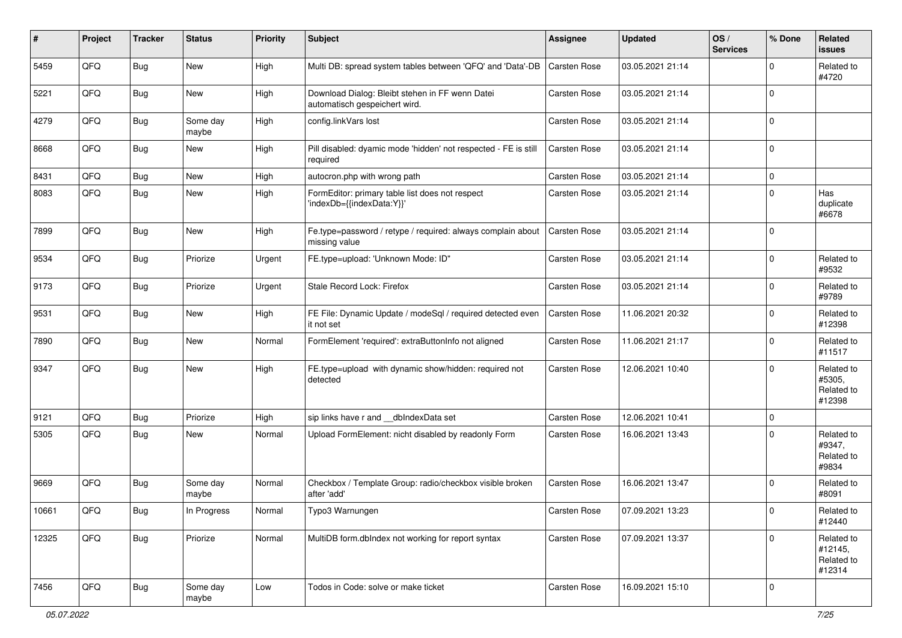| # | Project | Tracker | Status | Priority | Subject | Assignee | Updated | OS / Services | % Done | Related issues |
|---|---|---|---|---|---|---|---|---|---|---|
| 5459 | QFQ | Bug | New | High | Multi DB: spread system tables between 'QFQ' and 'Data'-DB | Carsten Rose | 03.05.2021 21:14 | | 0 | Related to #4720 |
| 5221 | QFQ | Bug | New | High | Download Dialog: Bleibt stehen in FF wenn Datei automatisch gespeichert wird. | Carsten Rose | 03.05.2021 21:14 | | 0 | |
| 4279 | QFQ | Bug | Some day maybe | High | config.linkVars lost | Carsten Rose | 03.05.2021 21:14 | | 0 | |
| 8668 | QFQ | Bug | New | High | Pill disabled: dyamic mode 'hidden' not respected - FE is still required | Carsten Rose | 03.05.2021 21:14 | | 0 | |
| 8431 | QFQ | Bug | New | High | autocron.php with wrong path | Carsten Rose | 03.05.2021 21:14 | | 0 | |
| 8083 | QFQ | Bug | New | High | FormEditor: primary table list does not respect 'indexDb={{indexData:Y}}' | Carsten Rose | 03.05.2021 21:14 | | 0 | Has duplicate #6678 |
| 7899 | QFQ | Bug | New | High | Fe.type=password / retype / required: always complain about missing value | Carsten Rose | 03.05.2021 21:14 | | 0 | |
| 9534 | QFQ | Bug | Priorize | Urgent | FE.type=upload: 'Unknown Mode: ID" | Carsten Rose | 03.05.2021 21:14 | | 0 | Related to #9532 |
| 9173 | QFQ | Bug | Priorize | Urgent | Stale Record Lock: Firefox | Carsten Rose | 03.05.2021 21:14 | | 0 | Related to #9789 |
| 9531 | QFQ | Bug | New | High | FE File: Dynamic Update / modeSql / required detected even it not set | Carsten Rose | 11.06.2021 20:32 | | 0 | Related to #12398 |
| 7890 | QFQ | Bug | New | Normal | FormElement 'required': extraButtonInfo not aligned | Carsten Rose | 11.06.2021 21:17 | | 0 | Related to #11517 |
| 9347 | QFQ | Bug | New | High | FE.type=upload with dynamic show/hidden: required not detected | Carsten Rose | 12.06.2021 10:40 | | 0 | Related to #5305, Related to #12398 |
| 9121 | QFQ | Bug | Priorize | High | sip links have r and __dbIndexData set | Carsten Rose | 12.06.2021 10:41 | | 0 | |
| 5305 | QFQ | Bug | New | Normal | Upload FormElement: nicht disabled by readonly Form | Carsten Rose | 16.06.2021 13:43 | | 0 | Related to #9347, Related to #9834 |
| 9669 | QFQ | Bug | Some day maybe | Normal | Checkbox / Template Group: radio/checkbox visible broken after 'add' | Carsten Rose | 16.06.2021 13:47 | | 0 | Related to #8091 |
| 10661 | QFQ | Bug | In Progress | Normal | Typo3 Warnungen | Carsten Rose | 07.09.2021 13:23 | | 0 | Related to #12440 |
| 12325 | QFQ | Bug | Priorize | Normal | MultiDB form.dbIndex not working for report syntax | Carsten Rose | 07.09.2021 13:37 | | 0 | Related to #12145, Related to #12314 |
| 7456 | QFQ | Bug | Some day maybe | Low | Todos in Code: solve or make ticket | Carsten Rose | 16.09.2021 15:10 | | 0 | |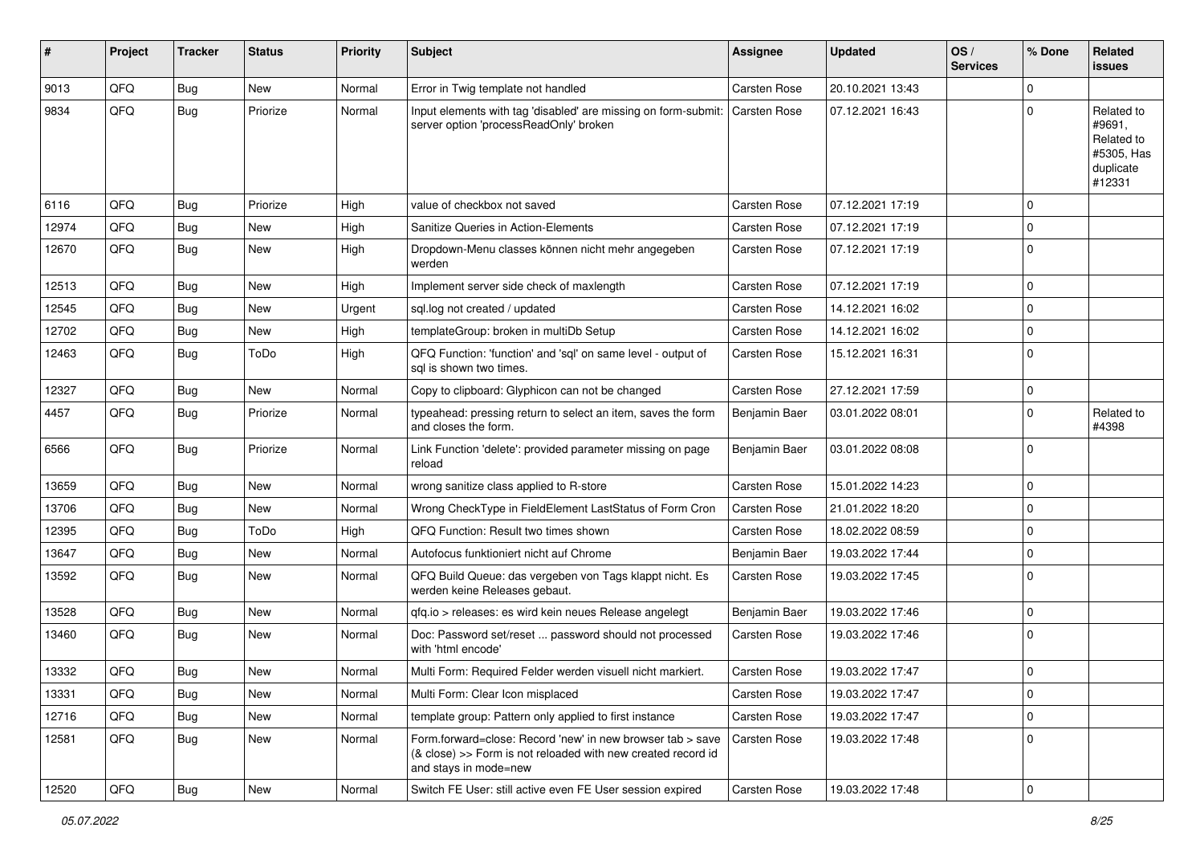| # | Project | Tracker | Status | Priority | Subject | Assignee | Updated | OS / Services | % Done | Related issues |
|---|---|---|---|---|---|---|---|---|---|---|
| 9013 | QFQ | Bug | New | Normal | Error in Twig template not handled | Carsten Rose | 20.10.2021 13:43 | | 0 | |
| 9834 | QFQ | Bug | Priorize | Normal | Input elements with tag 'disabled' are missing on form-submit: server option 'processReadOnly' broken | Carsten Rose | 07.12.2021 16:43 | | 0 | Related to #9691, Related to #5305, Has duplicate #12331 |
| 6116 | QFQ | Bug | Priorize | High | value of checkbox not saved | Carsten Rose | 07.12.2021 17:19 | | 0 | |
| 12974 | QFQ | Bug | New | High | Sanitize Queries in Action-Elements | Carsten Rose | 07.12.2021 17:19 | | 0 | |
| 12670 | QFQ | Bug | New | High | Dropdown-Menu classes können nicht mehr angegeben werden | Carsten Rose | 07.12.2021 17:19 | | 0 | |
| 12513 | QFQ | Bug | New | High | Implement server side check of maxlength | Carsten Rose | 07.12.2021 17:19 | | 0 | |
| 12545 | QFQ | Bug | New | Urgent | sql.log not created / updated | Carsten Rose | 14.12.2021 16:02 | | 0 | |
| 12702 | QFQ | Bug | New | High | templateGroup: broken in multiDb Setup | Carsten Rose | 14.12.2021 16:02 | | 0 | |
| 12463 | QFQ | Bug | ToDo | High | QFQ Function: 'function' and 'sql' on same level - output of sql is shown two times. | Carsten Rose | 15.12.2021 16:31 | | 0 | |
| 12327 | QFQ | Bug | New | Normal | Copy to clipboard: Glyphicon can not be changed | Carsten Rose | 27.12.2021 17:59 | | 0 | |
| 4457 | QFQ | Bug | Priorize | Normal | typeahead: pressing return to select an item, saves the form and closes the form. | Benjamin Baer | 03.01.2022 08:01 | | 0 | Related to #4398 |
| 6566 | QFQ | Bug | Priorize | Normal | Link Function 'delete': provided parameter missing on page reload | Benjamin Baer | 03.01.2022 08:08 | | 0 | |
| 13659 | QFQ | Bug | New | Normal | wrong sanitize class applied to R-store | Carsten Rose | 15.01.2022 14:23 | | 0 | |
| 13706 | QFQ | Bug | New | Normal | Wrong CheckType in FieldElement LastStatus of Form Cron | Carsten Rose | 21.01.2022 18:20 | | 0 | |
| 12395 | QFQ | Bug | ToDo | High | QFQ Function: Result two times shown | Carsten Rose | 18.02.2022 08:59 | | 0 | |
| 13647 | QFQ | Bug | New | Normal | Autofocus funktioniert nicht auf Chrome | Benjamin Baer | 19.03.2022 17:44 | | 0 | |
| 13592 | QFQ | Bug | New | Normal | QFQ Build Queue: das vergeben von Tags klappt nicht. Es werden keine Releases gebaut. | Carsten Rose | 19.03.2022 17:45 | | 0 | |
| 13528 | QFQ | Bug | New | Normal | qfq.io > releases: es wird kein neues Release angelegt | Benjamin Baer | 19.03.2022 17:46 | | 0 | |
| 13460 | QFQ | Bug | New | Normal | Doc: Password set/reset ... password should not processed with 'html encode' | Carsten Rose | 19.03.2022 17:46 | | 0 | |
| 13332 | QFQ | Bug | New | Normal | Multi Form: Required Felder werden visuell nicht markiert. | Carsten Rose | 19.03.2022 17:47 | | 0 | |
| 13331 | QFQ | Bug | New | Normal | Multi Form: Clear Icon misplaced | Carsten Rose | 19.03.2022 17:47 | | 0 | |
| 12716 | QFQ | Bug | New | Normal | template group: Pattern only applied to first instance | Carsten Rose | 19.03.2022 17:47 | | 0 | |
| 12581 | QFQ | Bug | New | Normal | Form.forward=close: Record 'new' in new browser tab > save (& close) >> Form is not reloaded with new created record id and stays in mode=new | Carsten Rose | 19.03.2022 17:48 | | 0 | |
| 12520 | QFQ | Bug | New | Normal | Switch FE User: still active even FE User session expired | Carsten Rose | 19.03.2022 17:48 | | 0 | |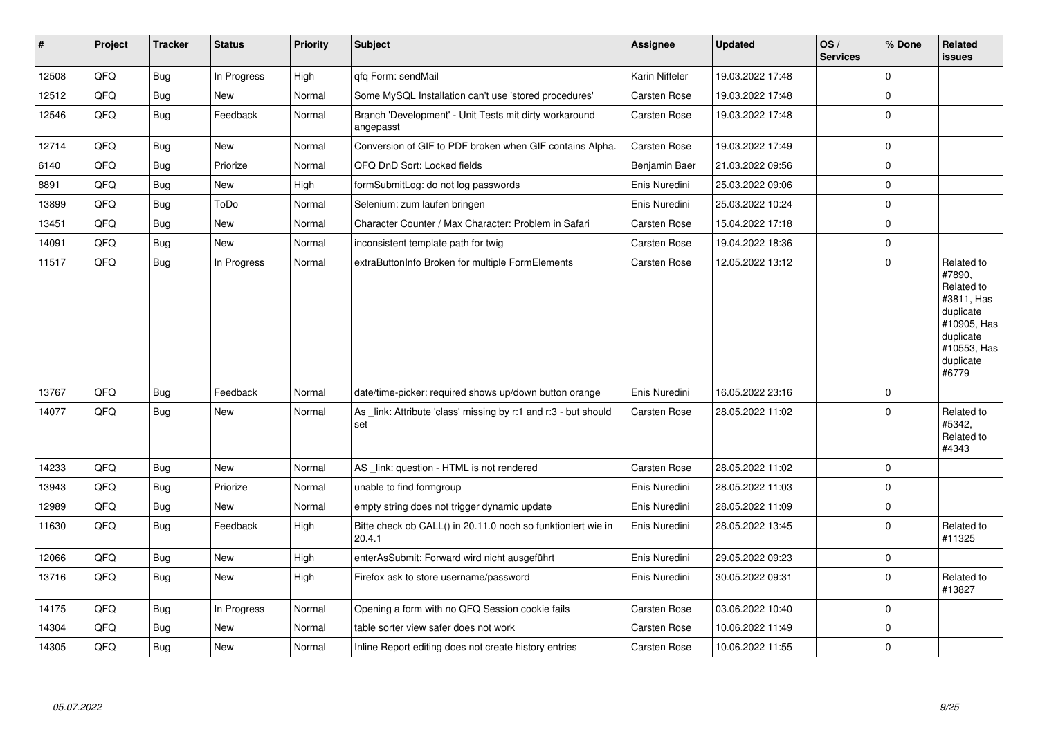| # | Project | Tracker | Status | Priority | Subject | Assignee | Updated | OS / Services | % Done | Related issues |
|---|---|---|---|---|---|---|---|---|---|---|
| 12508 | QFQ | Bug | In Progress | High | qfq Form: sendMail | Karin Niffeler | 19.03.2022 17:48 | | 0 | |
| 12512 | QFQ | Bug | New | Normal | Some MySQL Installation can't use 'stored procedures' | Carsten Rose | 19.03.2022 17:48 | | 0 | |
| 12546 | QFQ | Bug | Feedback | Normal | Branch 'Development' - Unit Tests mit dirty workaround angepasst | Carsten Rose | 19.03.2022 17:48 | | 0 | |
| 12714 | QFQ | Bug | New | Normal | Conversion of GIF to PDF broken when GIF contains Alpha. | Carsten Rose | 19.03.2022 17:49 | | 0 | |
| 6140 | QFQ | Bug | Priorize | Normal | QFQ DnD Sort: Locked fields | Benjamin Baer | 21.03.2022 09:56 | | 0 | |
| 8891 | QFQ | Bug | New | High | formSubmitLog: do not log passwords | Enis Nuredini | 25.03.2022 09:06 | | 0 | |
| 13899 | QFQ | Bug | ToDo | Normal | Selenium: zum laufen bringen | Enis Nuredini | 25.03.2022 10:24 | | 0 | |
| 13451 | QFQ | Bug | New | Normal | Character Counter / Max Character: Problem in Safari | Carsten Rose | 15.04.2022 17:18 | | 0 | |
| 14091 | QFQ | Bug | New | Normal | inconsistent template path for twig | Carsten Rose | 19.04.2022 18:36 | | 0 | |
| 11517 | QFQ | Bug | In Progress | Normal | extraButtonInfo Broken for multiple FormElements | Carsten Rose | 12.05.2022 13:12 | | 0 | Related to #7890, Related to #3811, Has duplicate #10905, Has duplicate #10553, Has duplicate #6779 |
| 13767 | QFQ | Bug | Feedback | Normal | date/time-picker: required shows up/down button orange | Enis Nuredini | 16.05.2022 23:16 | | 0 | |
| 14077 | QFQ | Bug | New | Normal | As _link: Attribute 'class' missing by r:1 and r:3 - but should set | Carsten Rose | 28.05.2022 11:02 | | 0 | Related to #5342, Related to #4343 |
| 14233 | QFQ | Bug | New | Normal | AS _link: question - HTML is not rendered | Carsten Rose | 28.05.2022 11:02 | | 0 | |
| 13943 | QFQ | Bug | Priorize | Normal | unable to find formgroup | Enis Nuredini | 28.05.2022 11:03 | | 0 | |
| 12989 | QFQ | Bug | New | Normal | empty string does not trigger dynamic update | Enis Nuredini | 28.05.2022 11:09 | | 0 | |
| 11630 | QFQ | Bug | Feedback | High | Bitte check ob CALL() in 20.11.0 noch so funktioniert wie in 20.4.1 | Enis Nuredini | 28.05.2022 13:45 | | 0 | Related to #11325 |
| 12066 | QFQ | Bug | New | High | enterAsSubmit: Forward wird nicht ausgeführt | Enis Nuredini | 29.05.2022 09:23 | | 0 | |
| 13716 | QFQ | Bug | New | High | Firefox ask to store username/password | Enis Nuredini | 30.05.2022 09:31 | | 0 | Related to #13827 |
| 14175 | QFQ | Bug | In Progress | Normal | Opening a form with no QFQ Session cookie fails | Carsten Rose | 03.06.2022 10:40 | | 0 | |
| 14304 | QFQ | Bug | New | Normal | table sorter view safer does not work | Carsten Rose | 10.06.2022 11:49 | | 0 | |
| 14305 | QFQ | Bug | New | Normal | Inline Report editing does not create history entries | Carsten Rose | 10.06.2022 11:55 | | 0 | |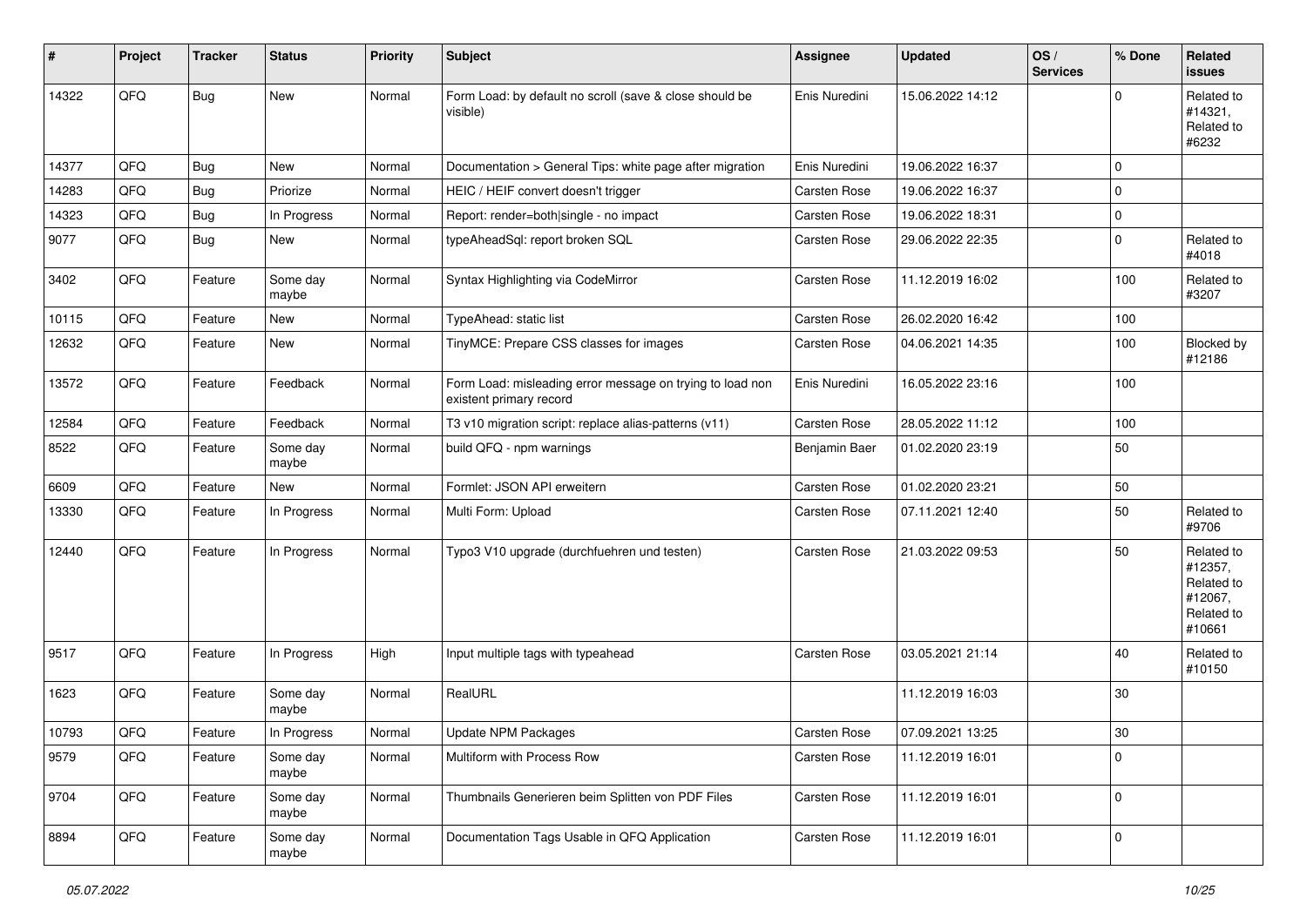| # | Project | Tracker | Status | Priority | Subject | Assignee | Updated | OS / Services | % Done | Related issues |
|---|---|---|---|---|---|---|---|---|---|---|
| 14322 | QFQ | Bug | New | Normal | Form Load: by default no scroll (save & close should be visible) | Enis Nuredini | 15.06.2022 14:12 | | 0 | Related to #14321, Related to #6232 |
| 14377 | QFQ | Bug | New | Normal | Documentation > General Tips: white page after migration | Enis Nuredini | 19.06.2022 16:37 | | 0 | |
| 14283 | QFQ | Bug | Priorize | Normal | HEIC / HEIF convert doesn't trigger | Carsten Rose | 19.06.2022 16:37 | | 0 | |
| 14323 | QFQ | Bug | In Progress | Normal | Report: render=both\|single - no impact | Carsten Rose | 19.06.2022 18:31 | | 0 | |
| 9077 | QFQ | Bug | New | Normal | typeAheadSql: report broken SQL | Carsten Rose | 29.06.2022 22:35 | | 0 | Related to #4018 |
| 3402 | QFQ | Feature | Some day maybe | Normal | Syntax Highlighting via CodeMirror | Carsten Rose | 11.12.2019 16:02 | | 100 | Related to #3207 |
| 10115 | QFQ | Feature | New | Normal | TypeAhead: static list | Carsten Rose | 26.02.2020 16:42 | | 100 | |
| 12632 | QFQ | Feature | New | Normal | TinyMCE: Prepare CSS classes for images | Carsten Rose | 04.06.2021 14:35 | | 100 | Blocked by #12186 |
| 13572 | QFQ | Feature | Feedback | Normal | Form Load: misleading error message on trying to load non existent primary record | Enis Nuredini | 16.05.2022 23:16 | | 100 | |
| 12584 | QFQ | Feature | Feedback | Normal | T3 v10 migration script: replace alias-patterns (v11) | Carsten Rose | 28.05.2022 11:12 | | 100 | |
| 8522 | QFQ | Feature | Some day maybe | Normal | build QFQ - npm warnings | Benjamin Baer | 01.02.2020 23:19 | | 50 | |
| 6609 | QFQ | Feature | New | Normal | Formlet: JSON API erweitern | Carsten Rose | 01.02.2020 23:21 | | 50 | |
| 13330 | QFQ | Feature | In Progress | Normal | Multi Form: Upload | Carsten Rose | 07.11.2021 12:40 | | 50 | Related to #9706 |
| 12440 | QFQ | Feature | In Progress | Normal | Typo3 V10 upgrade (durchfuehren und testen) | Carsten Rose | 21.03.2022 09:53 | | 50 | Related to #12357, Related to #12067, Related to #10661 |
| 9517 | QFQ | Feature | In Progress | High | Input multiple tags with typeahead | Carsten Rose | 03.05.2021 21:14 | | 40 | Related to #10150 |
| 1623 | QFQ | Feature | Some day maybe | Normal | RealURL | | 11.12.2019 16:03 | | 30 | |
| 10793 | QFQ | Feature | In Progress | Normal | Update NPM Packages | Carsten Rose | 07.09.2021 13:25 | | 30 | |
| 9579 | QFQ | Feature | Some day maybe | Normal | Multiform with Process Row | Carsten Rose | 11.12.2019 16:01 | | 0 | |
| 9704 | QFQ | Feature | Some day maybe | Normal | Thumbnails Generieren beim Splitten von PDF Files | Carsten Rose | 11.12.2019 16:01 | | 0 | |
| 8894 | QFQ | Feature | Some day maybe | Normal | Documentation Tags Usable in QFQ Application | Carsten Rose | 11.12.2019 16:01 | | 0 | |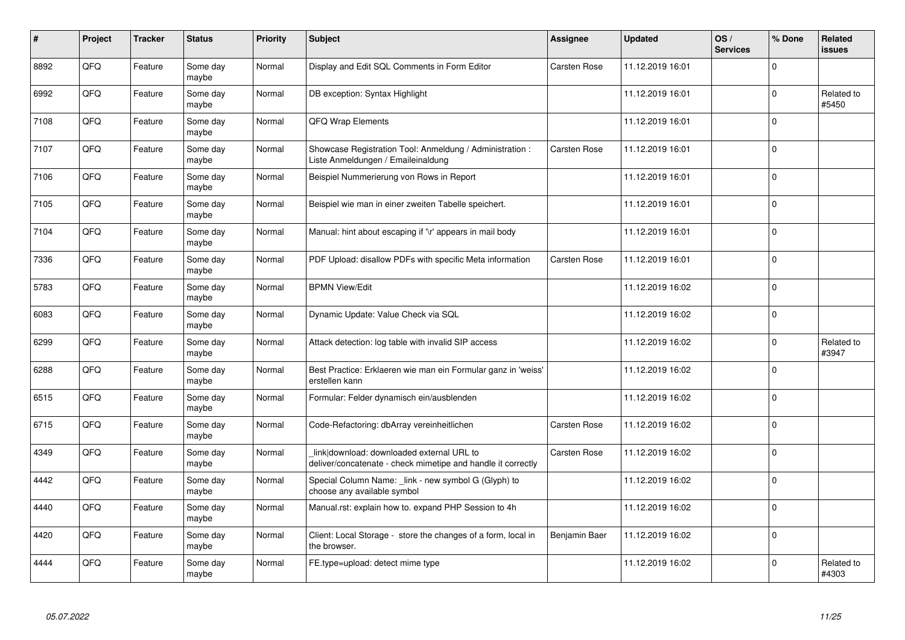| # | Project | Tracker | Status | Priority | Subject | Assignee | Updated | OS / Services | % Done | Related issues |
|---|---|---|---|---|---|---|---|---|---|---|
| 8892 | QFQ | Feature | Some day maybe | Normal | Display and Edit SQL Comments in Form Editor | Carsten Rose | 11.12.2019 16:01 | | 0 | |
| 6992 | QFQ | Feature | Some day maybe | Normal | DB exception: Syntax Highlight | | 11.12.2019 16:01 | | 0 | Related to #5450 |
| 7108 | QFQ | Feature | Some day maybe | Normal | QFQ Wrap Elements | | 11.12.2019 16:01 | | 0 | |
| 7107 | QFQ | Feature | Some day maybe | Normal | Showcase Registration Tool: Anmeldung / Administration : Liste Anmeldungen / Emaileinaldung | Carsten Rose | 11.12.2019 16:01 | | 0 | |
| 7106 | QFQ | Feature | Some day maybe | Normal | Beispiel Nummerierung von Rows in Report | | 11.12.2019 16:01 | | 0 | |
| 7105 | QFQ | Feature | Some day maybe | Normal | Beispiel wie man in einer zweiten Tabelle speichert. | | 11.12.2019 16:01 | | 0 | |
| 7104 | QFQ | Feature | Some day maybe | Normal | Manual: hint about escaping if '\r' appears in mail body | | 11.12.2019 16:01 | | 0 | |
| 7336 | QFQ | Feature | Some day maybe | Normal | PDF Upload: disallow PDFs with specific Meta information | Carsten Rose | 11.12.2019 16:01 | | 0 | |
| 5783 | QFQ | Feature | Some day maybe | Normal | BPMN View/Edit | | 11.12.2019 16:02 | | 0 | |
| 6083 | QFQ | Feature | Some day maybe | Normal | Dynamic Update: Value Check via SQL | | 11.12.2019 16:02 | | 0 | |
| 6299 | QFQ | Feature | Some day maybe | Normal | Attack detection: log table with invalid SIP access | | 11.12.2019 16:02 | | 0 | Related to #3947 |
| 6288 | QFQ | Feature | Some day maybe | Normal | Best Practice: Erklaeren wie man ein Formular ganz in 'weiss' erstellen kann | | 11.12.2019 16:02 | | 0 | |
| 6515 | QFQ | Feature | Some day maybe | Normal | Formular: Felder dynamisch ein/ausblenden | | 11.12.2019 16:02 | | 0 | |
| 6715 | QFQ | Feature | Some day maybe | Normal | Code-Refactoring: dbArray vereinheitlichen | Carsten Rose | 11.12.2019 16:02 | | 0 | |
| 4349 | QFQ | Feature | Some day maybe | Normal | _link\|download: downloaded external URL to deliver/concatenate - check mimetipe and handle it correctly | Carsten Rose | 11.12.2019 16:02 | | 0 | |
| 4442 | QFQ | Feature | Some day maybe | Normal | Special Column Name: _link - new symbol G (Glyph) to choose any available symbol | | 11.12.2019 16:02 | | 0 | |
| 4440 | QFQ | Feature | Some day maybe | Normal | Manual.rst: explain how to. expand PHP Session to 4h | | 11.12.2019 16:02 | | 0 | |
| 4420 | QFQ | Feature | Some day maybe | Normal | Client: Local Storage - store the changes of a form, local in the browser. | Benjamin Baer | 11.12.2019 16:02 | | 0 | |
| 4444 | QFQ | Feature | Some day maybe | Normal | FE.type=upload: detect mime type | | 11.12.2019 16:02 | | 0 | Related to #4303 |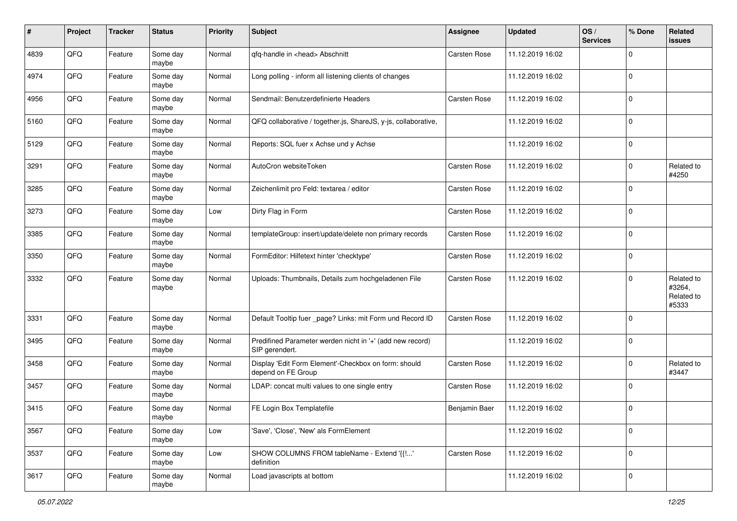| # | Project | Tracker | Status | Priority | Subject | Assignee | Updated | OS / Services | % Done | Related issues |
|---|---|---|---|---|---|---|---|---|---|---|
| 4839 | QFQ | Feature | Some day maybe | Normal | qfq-handle in <head> Abschnitt | Carsten Rose | 11.12.2019 16:02 | | 0 | |
| 4974 | QFQ | Feature | Some day maybe | Normal | Long polling - inform all listening clients of changes | | 11.12.2019 16:02 | | 0 | |
| 4956 | QFQ | Feature | Some day maybe | Normal | Sendmail: Benutzerdefinierte Headers | Carsten Rose | 11.12.2019 16:02 | | 0 | |
| 5160 | QFQ | Feature | Some day maybe | Normal | QFQ collaborative / together.js, ShareJS, y-js, collaborative, | | 11.12.2019 16:02 | | 0 | |
| 5129 | QFQ | Feature | Some day maybe | Normal | Reports: SQL fuer x Achse und y Achse | | 11.12.2019 16:02 | | 0 | |
| 3291 | QFQ | Feature | Some day maybe | Normal | AutoCron websiteToken | Carsten Rose | 11.12.2019 16:02 | | 0 | Related to #4250 |
| 3285 | QFQ | Feature | Some day maybe | Normal | Zeichenlimit pro Feld: textarea / editor | Carsten Rose | 11.12.2019 16:02 | | 0 | |
| 3273 | QFQ | Feature | Some day maybe | Low | Dirty Flag in Form | Carsten Rose | 11.12.2019 16:02 | | 0 | |
| 3385 | QFQ | Feature | Some day maybe | Normal | templateGroup: insert/update/delete non primary records | Carsten Rose | 11.12.2019 16:02 | | 0 | |
| 3350 | QFQ | Feature | Some day maybe | Normal | FormEditor: Hilfetext hinter 'checktype' | Carsten Rose | 11.12.2019 16:02 | | 0 | |
| 3332 | QFQ | Feature | Some day maybe | Normal | Uploads: Thumbnails, Details zum hochgeladenen File | Carsten Rose | 11.12.2019 16:02 | | 0 | Related to #3264, Related to #5333 |
| 3331 | QFQ | Feature | Some day maybe | Normal | Default Tooltip fuer _page? Links: mit Form und Record ID | Carsten Rose | 11.12.2019 16:02 | | 0 | |
| 3495 | QFQ | Feature | Some day maybe | Normal | Predifined Parameter werden nicht in '+' (add new record) SIP gerendert. | | 11.12.2019 16:02 | | 0 | |
| 3458 | QFQ | Feature | Some day maybe | Normal | Display 'Edit Form Element'-Checkbox on form: should depend on FE Group | Carsten Rose | 11.12.2019 16:02 | | 0 | Related to #3447 |
| 3457 | QFQ | Feature | Some day maybe | Normal | LDAP: concat multi values to one single entry | Carsten Rose | 11.12.2019 16:02 | | 0 | |
| 3415 | QFQ | Feature | Some day maybe | Normal | FE Login Box Templatefile | Benjamin Baer | 11.12.2019 16:02 | | 0 | |
| 3567 | QFQ | Feature | Some day maybe | Low | 'Save', 'Close', 'New' als FormElement | | 11.12.2019 16:02 | | 0 | |
| 3537 | QFQ | Feature | Some day maybe | Low | SHOW COLUMNS FROM tableName - Extend '{{!...' definition | Carsten Rose | 11.12.2019 16:02 | | 0 | |
| 3617 | QFQ | Feature | Some day maybe | Normal | Load javascripts at bottom | | 11.12.2019 16:02 | | 0 | |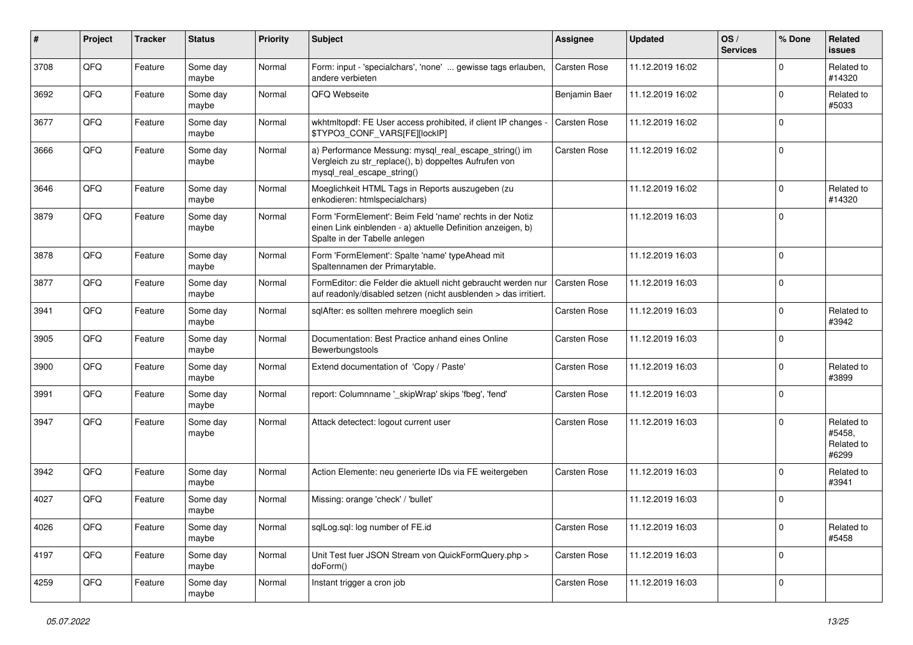| # | Project | Tracker | Status | Priority | Subject | Assignee | Updated | OS / Services | % Done | Related issues |
|---|---|---|---|---|---|---|---|---|---|---|
| 3708 | QFQ | Feature | Some day maybe | Normal | Form: input - 'specialchars', 'none' ... gewisse tags erlauben, andere verbieten | Carsten Rose | 11.12.2019 16:02 | | 0 | Related to #14320 |
| 3692 | QFQ | Feature | Some day maybe | Normal | QFQ Webseite | Benjamin Baer | 11.12.2019 16:02 | | 0 | Related to #5033 |
| 3677 | QFQ | Feature | Some day maybe | Normal | wkhtmltopdf: FE User access prohibited, if client IP changes - $TYPO3_CONF_VARS[FE][lockIP] | Carsten Rose | 11.12.2019 16:02 | | 0 | |
| 3666 | QFQ | Feature | Some day maybe | Normal | a) Performance Messung: mysql_real_escape_string() im Vergleich zu str_replace(), b) doppeltes Aufrufen von mysql_real_escape_string() | Carsten Rose | 11.12.2019 16:02 | | 0 | |
| 3646 | QFQ | Feature | Some day maybe | Normal | Moeglichkeit HTML Tags in Reports auszugeben (zu enkodieren: htmlspecialchars) | | 11.12.2019 16:02 | | 0 | Related to #14320 |
| 3879 | QFQ | Feature | Some day maybe | Normal | Form 'FormElement': Beim Feld 'name' rechts in der Notiz einen Link einblenden - a) aktuelle Definition anzeigen, b) Spalte in der Tabelle anlegen | | 11.12.2019 16:03 | | 0 | |
| 3878 | QFQ | Feature | Some day maybe | Normal | Form 'FormElement': Spalte 'name' typeAhead mit Spaltennamen der Primarytable. | | 11.12.2019 16:03 | | 0 | |
| 3877 | QFQ | Feature | Some day maybe | Normal | FormEditor: die Felder die aktuell nicht gebraucht werden nur auf readonly/disabled setzen (nicht ausblenden > das irritiert. | Carsten Rose | 11.12.2019 16:03 | | 0 | |
| 3941 | QFQ | Feature | Some day maybe | Normal | sqlAfter: es sollten mehrere moeglich sein | Carsten Rose | 11.12.2019 16:03 | | 0 | Related to #3942 |
| 3905 | QFQ | Feature | Some day maybe | Normal | Documentation: Best Practice anhand eines Online Bewerbungstools | Carsten Rose | 11.12.2019 16:03 | | 0 | |
| 3900 | QFQ | Feature | Some day maybe | Normal | Extend documentation of 'Copy / Paste' | Carsten Rose | 11.12.2019 16:03 | | 0 | Related to #3899 |
| 3991 | QFQ | Feature | Some day maybe | Normal | report: Columnname '_skipWrap' skips 'fbeg', 'fend' | Carsten Rose | 11.12.2019 16:03 | | 0 | |
| 3947 | QFQ | Feature | Some day maybe | Normal | Attack detectect: logout current user | Carsten Rose | 11.12.2019 16:03 | | 0 | Related to #5458, Related to #6299 |
| 3942 | QFQ | Feature | Some day maybe | Normal | Action Elemente: neu generierte IDs via FE weitergeben | Carsten Rose | 11.12.2019 16:03 | | 0 | Related to #3941 |
| 4027 | QFQ | Feature | Some day maybe | Normal | Missing: orange 'check' / 'bullet' | | 11.12.2019 16:03 | | 0 | |
| 4026 | QFQ | Feature | Some day maybe | Normal | sqlLog.sql: log number of FE.id | Carsten Rose | 11.12.2019 16:03 | | 0 | Related to #5458 |
| 4197 | QFQ | Feature | Some day maybe | Normal | Unit Test fuer JSON Stream von QuickFormQuery.php > doForm() | Carsten Rose | 11.12.2019 16:03 | | 0 | |
| 4259 | QFQ | Feature | Some day maybe | Normal | Instant trigger a cron job | Carsten Rose | 11.12.2019 16:03 | | 0 | |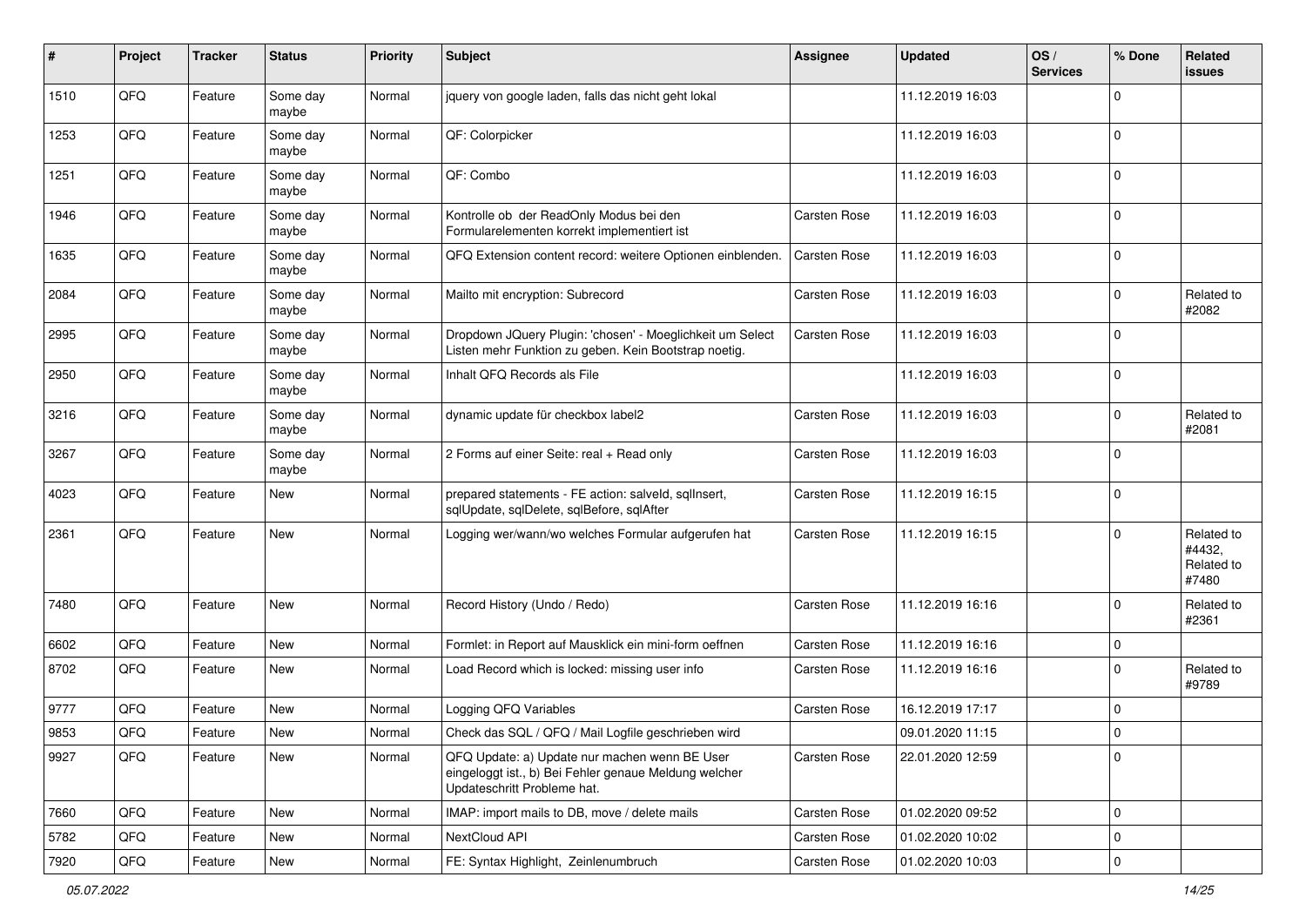| # | Project | Tracker | Status | Priority | Subject | Assignee | Updated | OS / Services | % Done | Related issues |
|---|---|---|---|---|---|---|---|---|---|---|
| 1510 | QFQ | Feature | Some day maybe | Normal | jquery von google laden, falls das nicht geht lokal | | 11.12.2019 16:03 | | 0 | |
| 1253 | QFQ | Feature | Some day maybe | Normal | QF: Colorpicker | | 11.12.2019 16:03 | | 0 | |
| 1251 | QFQ | Feature | Some day maybe | Normal | QF: Combo | | 11.12.2019 16:03 | | 0 | |
| 1946 | QFQ | Feature | Some day maybe | Normal | Kontrolle ob der ReadOnly Modus bei den Formularelementen korrekt implementiert ist | Carsten Rose | 11.12.2019 16:03 | | 0 | |
| 1635 | QFQ | Feature | Some day maybe | Normal | QFQ Extension content record: weitere Optionen einblenden. | Carsten Rose | 11.12.2019 16:03 | | 0 | |
| 2084 | QFQ | Feature | Some day maybe | Normal | Mailto mit encryption: Subrecord | Carsten Rose | 11.12.2019 16:03 | | 0 | Related to #2082 |
| 2995 | QFQ | Feature | Some day maybe | Normal | Dropdown JQuery Plugin: 'chosen' - Moeglichkeit um Select Listen mehr Funktion zu geben. Kein Bootstrap noetig. | Carsten Rose | 11.12.2019 16:03 | | 0 | |
| 2950 | QFQ | Feature | Some day maybe | Normal | Inhalt QFQ Records als File | | 11.12.2019 16:03 | | 0 | |
| 3216 | QFQ | Feature | Some day maybe | Normal | dynamic update für checkbox label2 | Carsten Rose | 11.12.2019 16:03 | | 0 | Related to #2081 |
| 3267 | QFQ | Feature | Some day maybe | Normal | 2 Forms auf einer Seite: real + Read only | Carsten Rose | 11.12.2019 16:03 | | 0 | |
| 4023 | QFQ | Feature | New | Normal | prepared statements - FE action: salveId, sqlInsert, sqlUpdate, sqlDelete, sqlBefore, sqlAfter | Carsten Rose | 11.12.2019 16:15 | | 0 | |
| 2361 | QFQ | Feature | New | Normal | Logging wer/wann/wo welches Formular aufgerufen hat | Carsten Rose | 11.12.2019 16:15 | | 0 | Related to #4432, Related to #7480 |
| 7480 | QFQ | Feature | New | Normal | Record History (Undo / Redo) | Carsten Rose | 11.12.2019 16:16 | | 0 | Related to #2361 |
| 6602 | QFQ | Feature | New | Normal | Formlet: in Report auf Mausklick ein mini-form oeffnen | Carsten Rose | 11.12.2019 16:16 | | 0 | |
| 8702 | QFQ | Feature | New | Normal | Load Record which is locked: missing user info | Carsten Rose | 11.12.2019 16:16 | | 0 | Related to #9789 |
| 9777 | QFQ | Feature | New | Normal | Logging QFQ Variables | Carsten Rose | 16.12.2019 17:17 | | 0 | |
| 9853 | QFQ | Feature | New | Normal | Check das SQL / QFQ / Mail Logfile geschrieben wird | | 09.01.2020 11:15 | | 0 | |
| 9927 | QFQ | Feature | New | Normal | QFQ Update: a) Update nur machen wenn BE User eingeloggt ist., b) Bei Fehler genaue Meldung welcher Updateschritt Probleme hat. | Carsten Rose | 22.01.2020 12:59 | | 0 | |
| 7660 | QFQ | Feature | New | Normal | IMAP: import mails to DB, move / delete mails | Carsten Rose | 01.02.2020 09:52 | | 0 | |
| 5782 | QFQ | Feature | New | Normal | NextCloud API | Carsten Rose | 01.02.2020 10:02 | | 0 | |
| 7920 | QFQ | Feature | New | Normal | FE: Syntax Highlight, Zeinlenumbruch | Carsten Rose | 01.02.2020 10:03 | | 0 | |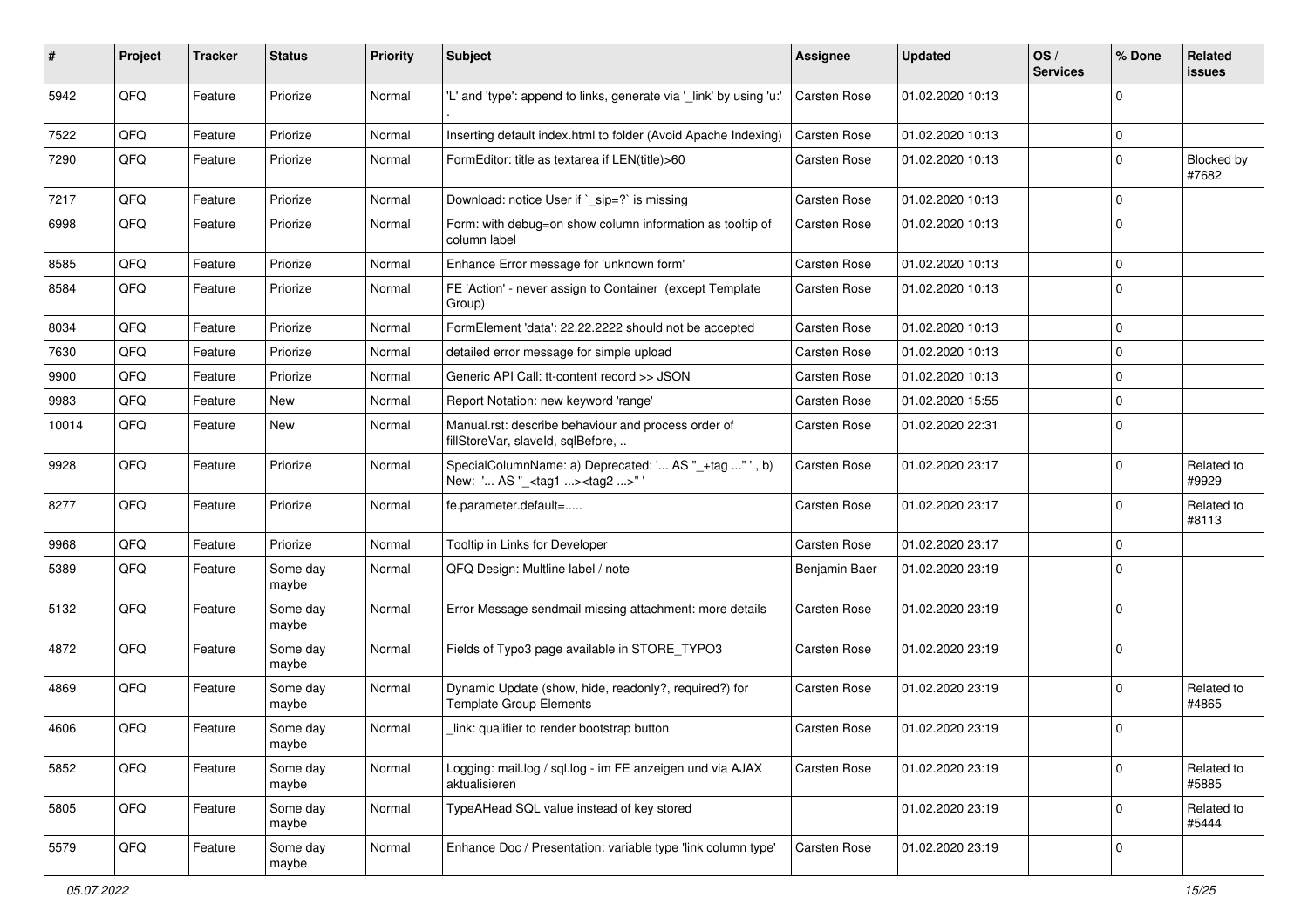| # | Project | Tracker | Status | Priority | Subject | Assignee | Updated | OS / Services | % Done | Related issues |
|---|---|---|---|---|---|---|---|---|---|---|
| 5942 | QFQ | Feature | Priorize | Normal | 'L' and 'type': append to links, generate via '_link' by using 'u:' . | Carsten Rose | 01.02.2020 10:13 | | 0 | |
| 7522 | QFQ | Feature | Priorize | Normal | Inserting default index.html to folder (Avoid Apache Indexing) | Carsten Rose | 01.02.2020 10:13 | | 0 | |
| 7290 | QFQ | Feature | Priorize | Normal | FormEditor: title as textarea if LEN(title)>60 | Carsten Rose | 01.02.2020 10:13 | | 0 | Blocked by #7682 |
| 7217 | QFQ | Feature | Priorize | Normal | Download: notice User if `_sip=?` is missing | Carsten Rose | 01.02.2020 10:13 | | 0 | |
| 6998 | QFQ | Feature | Priorize | Normal | Form: with debug=on show column information as tooltip of column label | Carsten Rose | 01.02.2020 10:13 | | 0 | |
| 8585 | QFQ | Feature | Priorize | Normal | Enhance Error message for 'unknown form' | Carsten Rose | 01.02.2020 10:13 | | 0 | |
| 8584 | QFQ | Feature | Priorize | Normal | FE 'Action' - never assign to Container (except Template Group) | Carsten Rose | 01.02.2020 10:13 | | 0 | |
| 8034 | QFQ | Feature | Priorize | Normal | FormElement 'data': 22.22.2222 should not be accepted | Carsten Rose | 01.02.2020 10:13 | | 0 | |
| 7630 | QFQ | Feature | Priorize | Normal | detailed error message for simple upload | Carsten Rose | 01.02.2020 10:13 | | 0 | |
| 9900 | QFQ | Feature | Priorize | Normal | Generic API Call: tt-content record >> JSON | Carsten Rose | 01.02.2020 10:13 | | 0 | |
| 9983 | QFQ | Feature | New | Normal | Report Notation: new keyword 'range' | Carsten Rose | 01.02.2020 15:55 | | 0 | |
| 10014 | QFQ | Feature | New | Normal | Manual.rst: describe behaviour and process order of fillStoreVar, slaveId, sqlBefore, .. | Carsten Rose | 01.02.2020 22:31 | | 0 | |
| 9928 | QFQ | Feature | Priorize | Normal | SpecialColumnName: a) Deprecated: '... AS "_+tag ..." ', b) New: '... AS "_<tag1 ...><tag2 ...>" ' | Carsten Rose | 01.02.2020 23:17 | | 0 | Related to #9929 |
| 8277 | QFQ | Feature | Priorize | Normal | fe.parameter.default=..... | Carsten Rose | 01.02.2020 23:17 | | 0 | Related to #8113 |
| 9968 | QFQ | Feature | Priorize | Normal | Tooltip in Links for Developer | Carsten Rose | 01.02.2020 23:17 | | 0 | |
| 5389 | QFQ | Feature | Some day maybe | Normal | QFQ Design: Multline label / note | Benjamin Baer | 01.02.2020 23:19 | | 0 | |
| 5132 | QFQ | Feature | Some day maybe | Normal | Error Message sendmail missing attachment: more details | Carsten Rose | 01.02.2020 23:19 | | 0 | |
| 4872 | QFQ | Feature | Some day maybe | Normal | Fields of Typo3 page available in STORE_TYPO3 | Carsten Rose | 01.02.2020 23:19 | | 0 | |
| 4869 | QFQ | Feature | Some day maybe | Normal | Dynamic Update (show, hide, readonly?, required?) for Template Group Elements | Carsten Rose | 01.02.2020 23:19 | | 0 | Related to #4865 |
| 4606 | QFQ | Feature | Some day maybe | Normal | _link: qualifier to render bootstrap button | Carsten Rose | 01.02.2020 23:19 | | 0 | |
| 5852 | QFQ | Feature | Some day maybe | Normal | Logging: mail.log / sql.log - im FE anzeigen und via AJAX aktualisieren | Carsten Rose | 01.02.2020 23:19 | | 0 | Related to #5885 |
| 5805 | QFQ | Feature | Some day maybe | Normal | TypeAHead SQL value instead of key stored | | 01.02.2020 23:19 | | 0 | Related to #5444 |
| 5579 | QFQ | Feature | Some day maybe | Normal | Enhance Doc / Presentation: variable type 'link column type' | Carsten Rose | 01.02.2020 23:19 | | 0 | |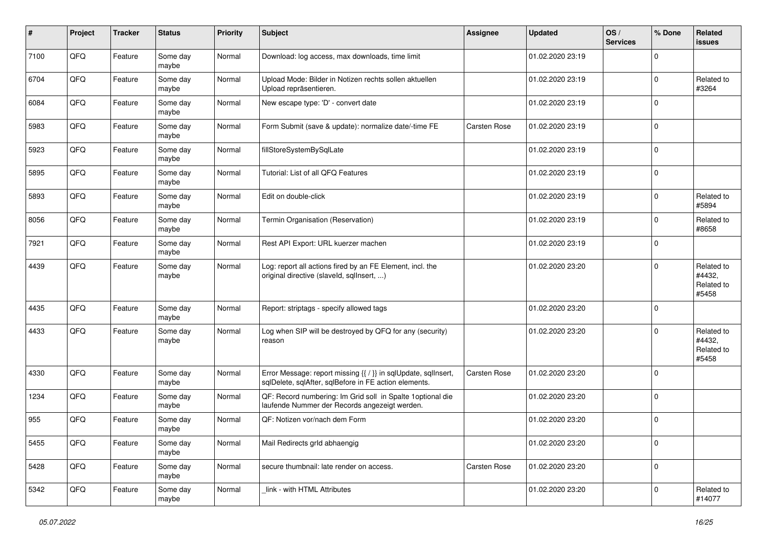| # | Project | Tracker | Status | Priority | Subject | Assignee | Updated | OS / Services | % Done | Related issues |
|---|---|---|---|---|---|---|---|---|---|---|
| 7100 | QFQ | Feature | Some day maybe | Normal | Download: log access, max downloads, time limit | | 01.02.2020 23:19 | | 0 | |
| 6704 | QFQ | Feature | Some day maybe | Normal | Upload Mode: Bilder in Notizen rechts sollen aktuellen Upload repräsentieren. | | 01.02.2020 23:19 | | 0 | Related to #3264 |
| 6084 | QFQ | Feature | Some day maybe | Normal | New escape type: 'D' - convert date | | 01.02.2020 23:19 | | 0 | |
| 5983 | QFQ | Feature | Some day maybe | Normal | Form Submit (save & update): normalize date/-time FE | Carsten Rose | 01.02.2020 23:19 | | 0 | |
| 5923 | QFQ | Feature | Some day maybe | Normal | fillStoreSystemBySqlLate | | 01.02.2020 23:19 | | 0 | |
| 5895 | QFQ | Feature | Some day maybe | Normal | Tutorial: List of all QFQ Features | | 01.02.2020 23:19 | | 0 | |
| 5893 | QFQ | Feature | Some day maybe | Normal | Edit on double-click | | 01.02.2020 23:19 | | 0 | Related to #5894 |
| 8056 | QFQ | Feature | Some day maybe | Normal | Termin Organisation (Reservation) | | 01.02.2020 23:19 | | 0 | Related to #8658 |
| 7921 | QFQ | Feature | Some day maybe | Normal | Rest API Export: URL kuerzer machen | | 01.02.2020 23:19 | | 0 | |
| 4439 | QFQ | Feature | Some day maybe | Normal | Log: report all actions fired by an FE Element, incl. the original directive (slaveId, sqlInsert, ...) | | 01.02.2020 23:20 | | 0 | Related to #4432, Related to #5458 |
| 4435 | QFQ | Feature | Some day maybe | Normal | Report: striptags - specify allowed tags | | 01.02.2020 23:20 | | 0 | |
| 4433 | QFQ | Feature | Some day maybe | Normal | Log when SIP will be destroyed by QFQ for any (security) reason | | 01.02.2020 23:20 | | 0 | Related to #4432, Related to #5458 |
| 4330 | QFQ | Feature | Some day maybe | Normal | Error Message: report missing {{ / }} in sqlUpdate, sqlInsert, sqlDelete, sqlAfter, sqlBefore in FE action elements. | Carsten Rose | 01.02.2020 23:20 | | 0 | |
| 1234 | QFQ | Feature | Some day maybe | Normal | QF: Record numbering: Im Grid soll in Spalte 1optional die laufende Nummer der Records angezeigt werden. | | 01.02.2020 23:20 | | 0 | |
| 955 | QFQ | Feature | Some day maybe | Normal | QF: Notizen vor/nach dem Form | | 01.02.2020 23:20 | | 0 | |
| 5455 | QFQ | Feature | Some day maybe | Normal | Mail Redirects grId abhaengig | | 01.02.2020 23:20 | | 0 | |
| 5428 | QFQ | Feature | Some day maybe | Normal | secure thumbnail: late render on access. | Carsten Rose | 01.02.2020 23:20 | | 0 | |
| 5342 | QFQ | Feature | Some day maybe | Normal | _link - with HTML Attributes | | 01.02.2020 23:20 | | 0 | Related to #14077 |

*05.07.2022*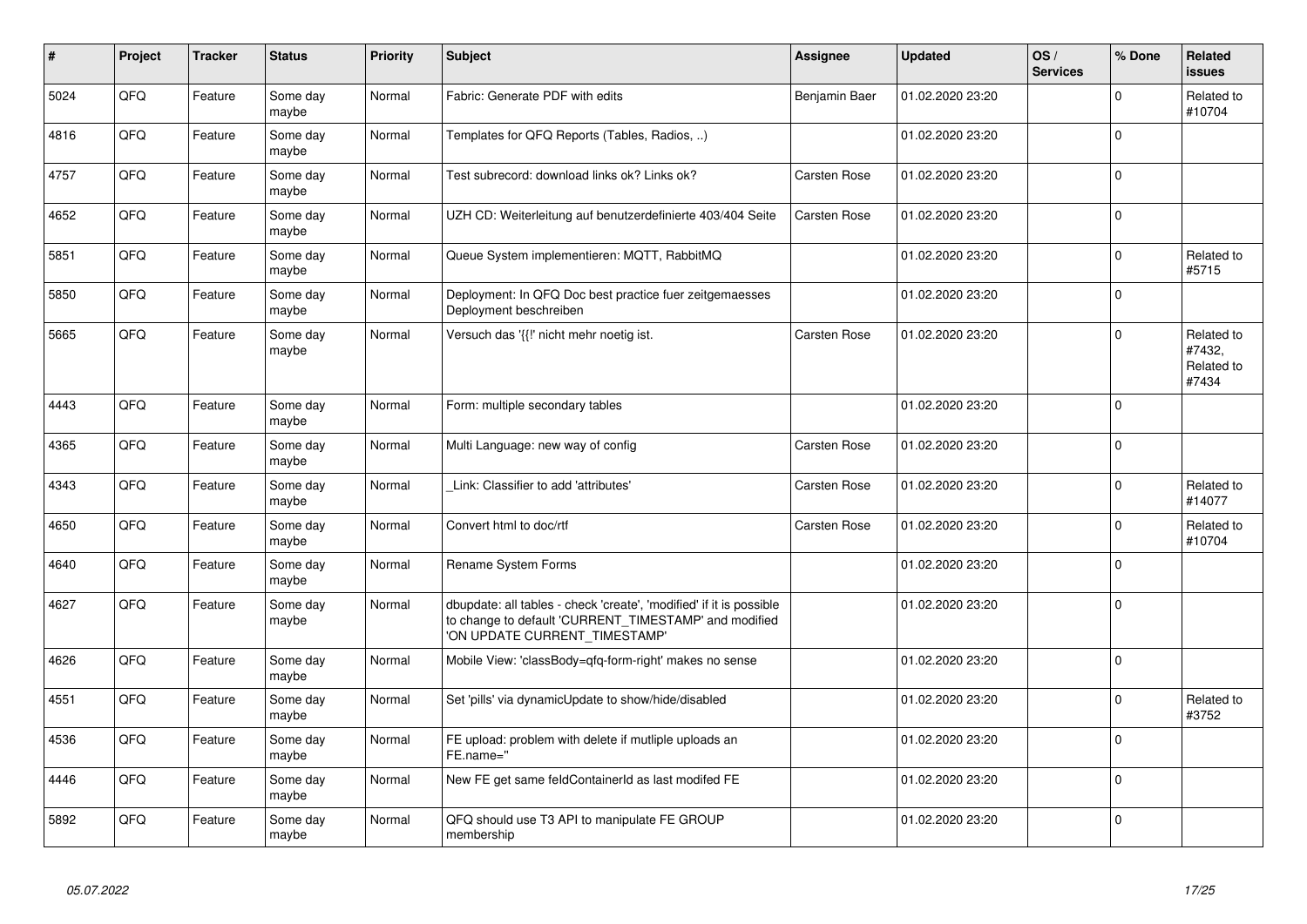| # | Project | Tracker | Status | Priority | Subject | Assignee | Updated | OS / Services | % Done | Related issues |
|---|---|---|---|---|---|---|---|---|---|---|
| 5024 | QFQ | Feature | Some day maybe | Normal | Fabric: Generate PDF with edits | Benjamin Baer | 01.02.2020 23:20 | | 0 | Related to #10704 |
| 4816 | QFQ | Feature | Some day maybe | Normal | Templates for QFQ Reports (Tables, Radios, ..) | | 01.02.2020 23:20 | | 0 | |
| 4757 | QFQ | Feature | Some day maybe | Normal | Test subrecord: download links ok? Links ok? | Carsten Rose | 01.02.2020 23:20 | | 0 | |
| 4652 | QFQ | Feature | Some day maybe | Normal | UZH CD: Weiterleitung auf benutzerdefinierte 403/404 Seite | Carsten Rose | 01.02.2020 23:20 | | 0 | |
| 5851 | QFQ | Feature | Some day maybe | Normal | Queue System implementieren: MQTT, RabbitMQ | | 01.02.2020 23:20 | | 0 | Related to #5715 |
| 5850 | QFQ | Feature | Some day maybe | Normal | Deployment: In QFQ Doc best practice fuer zeitgemaesses Deployment beschreiben | | 01.02.2020 23:20 | | 0 | |
| 5665 | QFQ | Feature | Some day maybe | Normal | Versuch das '{{!' nicht mehr noetig ist. | Carsten Rose | 01.02.2020 23:20 | | 0 | Related to #7432, Related to #7434 |
| 4443 | QFQ | Feature | Some day maybe | Normal | Form: multiple secondary tables | | 01.02.2020 23:20 | | 0 | |
| 4365 | QFQ | Feature | Some day maybe | Normal | Multi Language: new way of config | Carsten Rose | 01.02.2020 23:20 | | 0 | |
| 4343 | QFQ | Feature | Some day maybe | Normal | _Link: Classifier to add 'attributes' | Carsten Rose | 01.02.2020 23:20 | | 0 | Related to #14077 |
| 4650 | QFQ | Feature | Some day maybe | Normal | Convert html to doc/rtf | Carsten Rose | 01.02.2020 23:20 | | 0 | Related to #10704 |
| 4640 | QFQ | Feature | Some day maybe | Normal | Rename System Forms | | 01.02.2020 23:20 | | 0 | |
| 4627 | QFQ | Feature | Some day maybe | Normal | dbupdate: all tables - check 'create', 'modified' if it is possible to change to default 'CURRENT_TIMESTAMP' and modified 'ON UPDATE CURRENT_TIMESTAMP' | | 01.02.2020 23:20 | | 0 | |
| 4626 | QFQ | Feature | Some day maybe | Normal | Mobile View: 'classBody=qfq-form-right' makes no sense | | 01.02.2020 23:20 | | 0 | |
| 4551 | QFQ | Feature | Some day maybe | Normal | Set 'pills' via dynamicUpdate to show/hide/disabled | | 01.02.2020 23:20 | | 0 | Related to #3752 |
| 4536 | QFQ | Feature | Some day maybe | Normal | FE upload: problem with delete if mutliple uploads an FE.name='' | | 01.02.2020 23:20 | | 0 | |
| 4446 | QFQ | Feature | Some day maybe | Normal | New FE get same feldContainerId as last modifed FE | | 01.02.2020 23:20 | | 0 | |
| 5892 | QFQ | Feature | Some day maybe | Normal | QFQ should use T3 API to manipulate FE GROUP membership | | 01.02.2020 23:20 | | 0 | |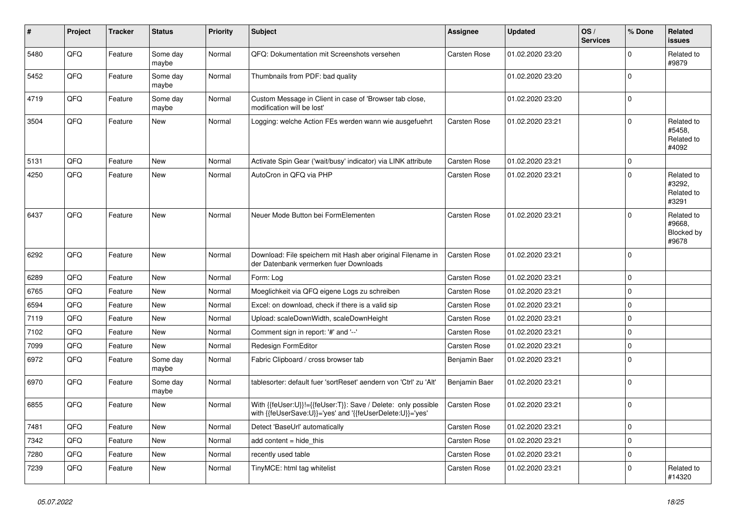| # | Project | Tracker | Status | Priority | Subject | Assignee | Updated | OS / Services | % Done | Related issues |
|---|---|---|---|---|---|---|---|---|---|---|
| 5480 | QFQ | Feature | Some day maybe | Normal | QFQ: Dokumentation mit Screenshots versehen | Carsten Rose | 01.02.2020 23:20 | | 0 | Related to #9879 |
| 5452 | QFQ | Feature | Some day maybe | Normal | Thumbnails from PDF: bad quality | | 01.02.2020 23:20 | | 0 | |
| 4719 | QFQ | Feature | Some day maybe | Normal | Custom Message in Client in case of 'Browser tab close, modification will be lost' | | 01.02.2020 23:20 | | 0 | |
| 3504 | QFQ | Feature | New | Normal | Logging: welche Action FEs werden wann wie ausgefuehrt | Carsten Rose | 01.02.2020 23:21 | | 0 | Related to #5458, Related to #4092 |
| 5131 | QFQ | Feature | New | Normal | Activate Spin Gear ('wait/busy' indicator) via LINK attribute | Carsten Rose | 01.02.2020 23:21 | | 0 | |
| 4250 | QFQ | Feature | New | Normal | AutoCron in QFQ via PHP | Carsten Rose | 01.02.2020 23:21 | | 0 | Related to #3292, Related to #3291 |
| 6437 | QFQ | Feature | New | Normal | Neuer Mode Button bei FormElementen | Carsten Rose | 01.02.2020 23:21 | | 0 | Related to #9668, Blocked by #9678 |
| 6292 | QFQ | Feature | New | Normal | Download: File speichern mit Hash aber original Filename in der Datenbank vermerken fuer Downloads | Carsten Rose | 01.02.2020 23:21 | | 0 | |
| 6289 | QFQ | Feature | New | Normal | Form: Log | Carsten Rose | 01.02.2020 23:21 | | 0 | |
| 6765 | QFQ | Feature | New | Normal | Moeglichkeit via QFQ eigene Logs zu schreiben | Carsten Rose | 01.02.2020 23:21 | | 0 | |
| 6594 | QFQ | Feature | New | Normal | Excel: on download, check if there is a valid sip | Carsten Rose | 01.02.2020 23:21 | | 0 | |
| 7119 | QFQ | Feature | New | Normal | Upload: scaleDownWidth, scaleDownHeight | Carsten Rose | 01.02.2020 23:21 | | 0 | |
| 7102 | QFQ | Feature | New | Normal | Comment sign in report: '#' and '--' | Carsten Rose | 01.02.2020 23:21 | | 0 | |
| 7099 | QFQ | Feature | New | Normal | Redesign FormEditor | Carsten Rose | 01.02.2020 23:21 | | 0 | |
| 6972 | QFQ | Feature | Some day maybe | Normal | Fabric Clipboard / cross browser tab | Benjamin Baer | 01.02.2020 23:21 | | 0 | |
| 6970 | QFQ | Feature | Some day maybe | Normal | tablesorter: default fuer 'sortReset' aendern von 'Ctrl' zu 'Alt' | Benjamin Baer | 01.02.2020 23:21 | | 0 | |
| 6855 | QFQ | Feature | New | Normal | With {{feUser:U}}!={{feUser:T}}: Save / Delete: only possible with {{feUserSave:U}}='yes' and '{{feUserDelete:U}}='yes' | Carsten Rose | 01.02.2020 23:21 | | 0 | |
| 7481 | QFQ | Feature | New | Normal | Detect 'BaseUrl' automatically | Carsten Rose | 01.02.2020 23:21 | | 0 | |
| 7342 | QFQ | Feature | New | Normal | add content = hide_this | Carsten Rose | 01.02.2020 23:21 | | 0 | |
| 7280 | QFQ | Feature | New | Normal | recently used table | Carsten Rose | 01.02.2020 23:21 | | 0 | |
| 7239 | QFQ | Feature | New | Normal | TinyMCE: html tag whitelist | Carsten Rose | 01.02.2020 23:21 | | 0 | Related to #14320 |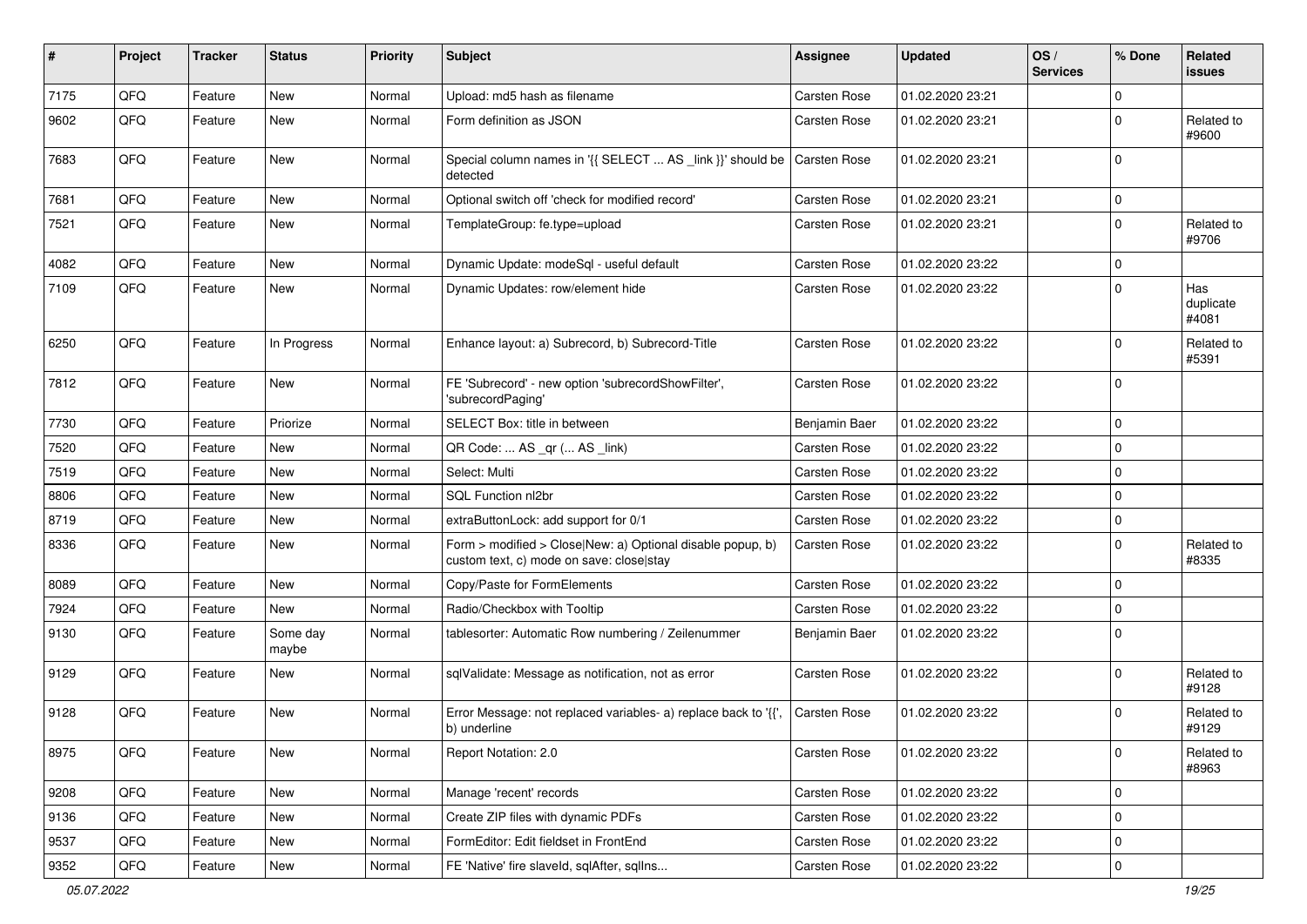| # | Project | Tracker | Status | Priority | Subject | Assignee | Updated | OS / Services | % Done | Related issues |
|---|---|---|---|---|---|---|---|---|---|---|
| 7175 | QFQ | Feature | New | Normal | Upload: md5 hash as filename | Carsten Rose | 01.02.2020 23:21 | | 0 | |
| 9602 | QFQ | Feature | New | Normal | Form definition as JSON | Carsten Rose | 01.02.2020 23:21 | | 0 | Related to #9600 |
| 7683 | QFQ | Feature | New | Normal | Special column names in '{{ SELECT ... AS _link }}' should be detected | Carsten Rose | 01.02.2020 23:21 | | 0 | |
| 7681 | QFQ | Feature | New | Normal | Optional switch off 'check for modified record' | Carsten Rose | 01.02.2020 23:21 | | 0 | |
| 7521 | QFQ | Feature | New | Normal | TemplateGroup: fe.type=upload | Carsten Rose | 01.02.2020 23:21 | | 0 | Related to #9706 |
| 4082 | QFQ | Feature | New | Normal | Dynamic Update: modeSql - useful default | Carsten Rose | 01.02.2020 23:22 | | 0 | |
| 7109 | QFQ | Feature | New | Normal | Dynamic Updates: row/element hide | Carsten Rose | 01.02.2020 23:22 | | 0 | Has duplicate #4081 |
| 6250 | QFQ | Feature | In Progress | Normal | Enhance layout: a) Subrecord, b) Subrecord-Title | Carsten Rose | 01.02.2020 23:22 | | 0 | Related to #5391 |
| 7812 | QFQ | Feature | New | Normal | FE 'Subrecord' - new option 'subrecordShowFilter', 'subrecordPaging' | Carsten Rose | 01.02.2020 23:22 | | 0 | |
| 7730 | QFQ | Feature | Priorize | Normal | SELECT Box: title in between | Benjamin Baer | 01.02.2020 23:22 | | 0 | |
| 7520 | QFQ | Feature | New | Normal | QR Code: ... AS _qr (... AS _link) | Carsten Rose | 01.02.2020 23:22 | | 0 | |
| 7519 | QFQ | Feature | New | Normal | Select: Multi | Carsten Rose | 01.02.2020 23:22 | | 0 | |
| 8806 | QFQ | Feature | New | Normal | SQL Function nl2br | Carsten Rose | 01.02.2020 23:22 | | 0 | |
| 8719 | QFQ | Feature | New | Normal | extraButtonLock: add support for 0/1 | Carsten Rose | 01.02.2020 23:22 | | 0 | |
| 8336 | QFQ | Feature | New | Normal | Form > modified > Close\|New: a) Optional disable popup, b) custom text, c) mode on save: close\|stay | Carsten Rose | 01.02.2020 23:22 | | 0 | Related to #8335 |
| 8089 | QFQ | Feature | New | Normal | Copy/Paste for FormElements | Carsten Rose | 01.02.2020 23:22 | | 0 | |
| 7924 | QFQ | Feature | New | Normal | Radio/Checkbox with Tooltip | Carsten Rose | 01.02.2020 23:22 | | 0 | |
| 9130 | QFQ | Feature | Some day maybe | Normal | tablesorter: Automatic Row numbering / Zeilenummer | Benjamin Baer | 01.02.2020 23:22 | | 0 | |
| 9129 | QFQ | Feature | New | Normal | sqlValidate: Message as notification, not as error | Carsten Rose | 01.02.2020 23:22 | | 0 | Related to #9128 |
| 9128 | QFQ | Feature | New | Normal | Error Message: not replaced variables- a) replace back to '{{', b) underline | Carsten Rose | 01.02.2020 23:22 | | 0 | Related to #9129 |
| 8975 | QFQ | Feature | New | Normal | Report Notation: 2.0 | Carsten Rose | 01.02.2020 23:22 | | 0 | Related to #8963 |
| 9208 | QFQ | Feature | New | Normal | Manage 'recent' records | Carsten Rose | 01.02.2020 23:22 | | 0 | |
| 9136 | QFQ | Feature | New | Normal | Create ZIP files with dynamic PDFs | Carsten Rose | 01.02.2020 23:22 | | 0 | |
| 9537 | QFQ | Feature | New | Normal | FormEditor: Edit fieldset in FrontEnd | Carsten Rose | 01.02.2020 23:22 | | 0 | |
| 9352 | QFQ | Feature | New | Normal | FE 'Native' fire slaveId, sqlAfter, sqlIns... | Carsten Rose | 01.02.2020 23:22 | | 0 | |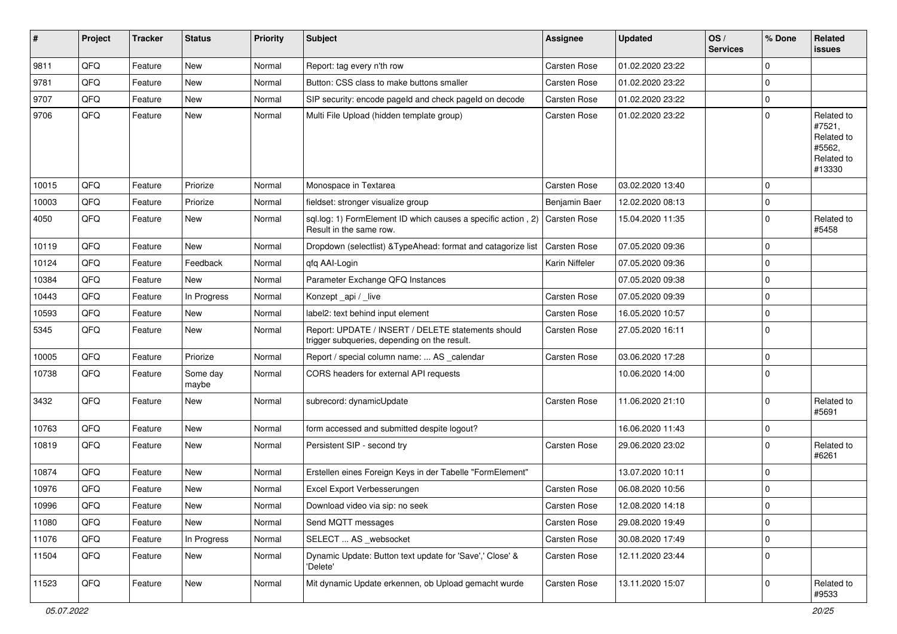| # | Project | Tracker | Status | Priority | Subject | Assignee | Updated | OS / Services | % Done | Related issues |
|---|---|---|---|---|---|---|---|---|---|---|
| 9811 | QFQ | Feature | New | Normal | Report: tag every n'th row | Carsten Rose | 01.02.2020 23:22 | | 0 | |
| 9781 | QFQ | Feature | New | Normal | Button: CSS class to make buttons smaller | Carsten Rose | 01.02.2020 23:22 | | 0 | |
| 9707 | QFQ | Feature | New | Normal | SIP security: encode pageId and check pageId on decode | Carsten Rose | 01.02.2020 23:22 | | 0 | |
| 9706 | QFQ | Feature | New | Normal | Multi File Upload (hidden template group) | Carsten Rose | 01.02.2020 23:22 | | 0 | Related to #7521, Related to #5562, Related to #13330 |
| 10015 | QFQ | Feature | Priorize | Normal | Monospace in Textarea | Carsten Rose | 03.02.2020 13:40 | | 0 | |
| 10003 | QFQ | Feature | Priorize | Normal | fieldset: stronger visualize group | Benjamin Baer | 12.02.2020 08:13 | | 0 | |
| 4050 | QFQ | Feature | New | Normal | sql.log: 1) FormElement ID which causes a specific action , 2) Result in the same row. | Carsten Rose | 15.04.2020 11:35 | | 0 | Related to #5458 |
| 10119 | QFQ | Feature | New | Normal | Dropdown (selectlist) &TypeAhead: format and catagorize list | Carsten Rose | 07.05.2020 09:36 | | 0 | |
| 10124 | QFQ | Feature | Feedback | Normal | qfq AAI-Login | Karin Niffeler | 07.05.2020 09:36 | | 0 | |
| 10384 | QFQ | Feature | New | Normal | Parameter Exchange QFQ Instances | | 07.05.2020 09:38 | | 0 | |
| 10443 | QFQ | Feature | In Progress | Normal | Konzept _api / _live | Carsten Rose | 07.05.2020 09:39 | | 0 | |
| 10593 | QFQ | Feature | New | Normal | label2: text behind input element | Carsten Rose | 16.05.2020 10:57 | | 0 | |
| 5345 | QFQ | Feature | New | Normal | Report: UPDATE / INSERT / DELETE statements should trigger subqueries, depending on the result. | Carsten Rose | 27.05.2020 16:11 | | 0 | |
| 10005 | QFQ | Feature | Priorize | Normal | Report / special column name: ... AS _calendar | Carsten Rose | 03.06.2020 17:28 | | 0 | |
| 10738 | QFQ | Feature | Some day maybe | Normal | CORS headers for external API requests | | 10.06.2020 14:00 | | 0 | |
| 3432 | QFQ | Feature | New | Normal | subrecord: dynamicUpdate | Carsten Rose | 11.06.2020 21:10 | | 0 | Related to #5691 |
| 10763 | QFQ | Feature | New | Normal | form accessed and submitted despite logout? | | 16.06.2020 11:43 | | 0 | |
| 10819 | QFQ | Feature | New | Normal | Persistent SIP - second try | Carsten Rose | 29.06.2020 23:02 | | 0 | Related to #6261 |
| 10874 | QFQ | Feature | New | Normal | Erstellen eines Foreign Keys in der Tabelle "FormElement" | | 13.07.2020 10:11 | | 0 | |
| 10976 | QFQ | Feature | New | Normal | Excel Export Verbesserungen | Carsten Rose | 06.08.2020 10:56 | | 0 | |
| 10996 | QFQ | Feature | New | Normal | Download video via sip: no seek | Carsten Rose | 12.08.2020 14:18 | | 0 | |
| 11080 | QFQ | Feature | New | Normal | Send MQTT messages | Carsten Rose | 29.08.2020 19:49 | | 0 | |
| 11076 | QFQ | Feature | In Progress | Normal | SELECT ... AS _websocket | Carsten Rose | 30.08.2020 17:49 | | 0 | |
| 11504 | QFQ | Feature | New | Normal | Dynamic Update: Button text update for 'Save',' Close' & 'Delete' | Carsten Rose | 12.11.2020 23:44 | | 0 | |
| 11523 | QFQ | Feature | New | Normal | Mit dynamic Update erkennen, ob Upload gemacht wurde | Carsten Rose | 13.11.2020 15:07 | | 0 | Related to #9533 |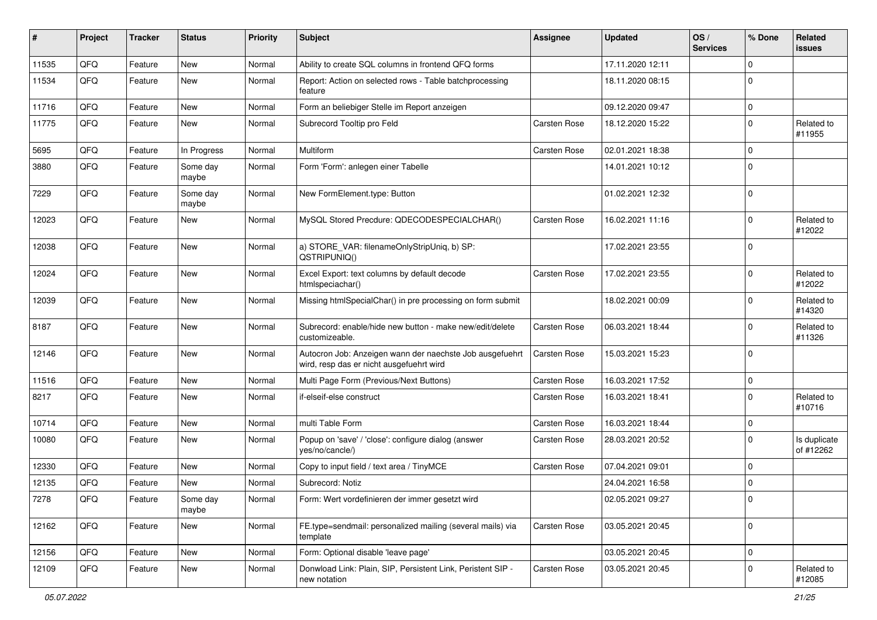| # | Project | Tracker | Status | Priority | Subject | Assignee | Updated | OS / Services | % Done | Related issues |
|---|---|---|---|---|---|---|---|---|---|---|
| 11535 | QFQ | Feature | New | Normal | Ability to create SQL columns in frontend QFQ forms | | 17.11.2020 12:11 | | 0 | |
| 11534 | QFQ | Feature | New | Normal | Report: Action on selected rows - Table batchprocessing feature | | 18.11.2020 08:15 | | 0 | |
| 11716 | QFQ | Feature | New | Normal | Form an beliebiger Stelle im Report anzeigen | | 09.12.2020 09:47 | | 0 | |
| 11775 | QFQ | Feature | New | Normal | Subrecord Tooltip pro Feld | Carsten Rose | 18.12.2020 15:22 | | 0 | Related to #11955 |
| 5695 | QFQ | Feature | In Progress | Normal | Multiform | Carsten Rose | 02.01.2021 18:38 | | 0 | |
| 3880 | QFQ | Feature | Some day maybe | Normal | Form 'Form': anlegen einer Tabelle | | 14.01.2021 10:12 | | 0 | |
| 7229 | QFQ | Feature | Some day maybe | Normal | New FormElement.type: Button | | 01.02.2021 12:32 | | 0 | |
| 12023 | QFQ | Feature | New | Normal | MySQL Stored Precdure: QDECODESPECIALCHAR() | Carsten Rose | 16.02.2021 11:16 | | 0 | Related to #12022 |
| 12038 | QFQ | Feature | New | Normal | a) STORE_VAR: filenameOnlyStripUniq, b) SP: QSTRIPUNIQ() | | 17.02.2021 23:55 | | 0 | |
| 12024 | QFQ | Feature | New | Normal | Excel Export: text columns by default decode htmlspeciachar() | Carsten Rose | 17.02.2021 23:55 | | 0 | Related to #12022 |
| 12039 | QFQ | Feature | New | Normal | Missing htmlSpecialChar() in pre processing on form submit | | 18.02.2021 00:09 | | 0 | Related to #14320 |
| 8187 | QFQ | Feature | New | Normal | Subrecord: enable/hide new button - make new/edit/delete customizeable. | Carsten Rose | 06.03.2021 18:44 | | 0 | Related to #11326 |
| 12146 | QFQ | Feature | New | Normal | Autocron Job: Anzeigen wann der naechste Job ausgefuehrt wird, resp das er nicht ausgefuehrt wird | Carsten Rose | 15.03.2021 15:23 | | 0 | |
| 11516 | QFQ | Feature | New | Normal | Multi Page Form (Previous/Next Buttons) | Carsten Rose | 16.03.2021 17:52 | | 0 | |
| 8217 | QFQ | Feature | New | Normal | if-elseif-else construct | Carsten Rose | 16.03.2021 18:41 | | 0 | Related to #10716 |
| 10714 | QFQ | Feature | New | Normal | multi Table Form | Carsten Rose | 16.03.2021 18:44 | | 0 | |
| 10080 | QFQ | Feature | New | Normal | Popup on 'save' / 'close': configure dialog (answer yes/no/cancle/) | Carsten Rose | 28.03.2021 20:52 | | 0 | Is duplicate of #12262 |
| 12330 | QFQ | Feature | New | Normal | Copy to input field / text area / TinyMCE | Carsten Rose | 07.04.2021 09:01 | | 0 | |
| 12135 | QFQ | Feature | New | Normal | Subrecord: Notiz | | 24.04.2021 16:58 | | 0 | |
| 7278 | QFQ | Feature | Some day maybe | Normal | Form: Wert vordefinieren der immer gesetzt wird | | 02.05.2021 09:27 | | 0 | |
| 12162 | QFQ | Feature | New | Normal | FE.type=sendmail: personalized mailing (several mails) via template | Carsten Rose | 03.05.2021 20:45 | | 0 | |
| 12156 | QFQ | Feature | New | Normal | Form: Optional disable 'leave page' | | 03.05.2021 20:45 | | 0 | |
| 12109 | QFQ | Feature | New | Normal | Donwload Link: Plain, SIP, Persistent Link, Peristent SIP - new notation | Carsten Rose | 03.05.2021 20:45 | | 0 | Related to #12085 |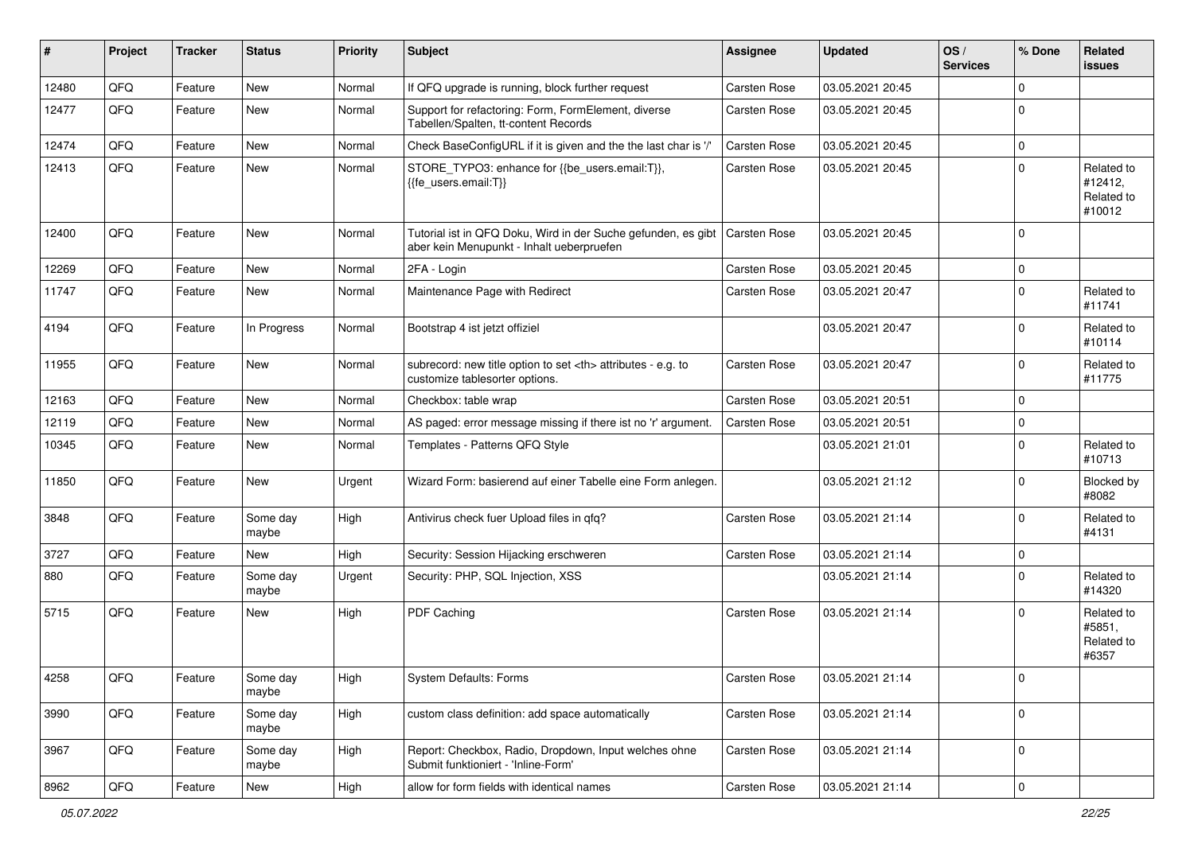| # | Project | Tracker | Status | Priority | Subject | Assignee | Updated | OS / Services | % Done | Related issues |
|---|---|---|---|---|---|---|---|---|---|---|
| 12480 | QFQ | Feature | New | Normal | If QFQ upgrade is running, block further request | Carsten Rose | 03.05.2021 20:45 | | 0 | |
| 12477 | QFQ | Feature | New | Normal | Support for refactoring: Form, FormElement, diverse Tabellen/Spalten, tt-content Records | Carsten Rose | 03.05.2021 20:45 | | 0 | |
| 12474 | QFQ | Feature | New | Normal | Check BaseConfigURL if it is given and the the last char is '/' | Carsten Rose | 03.05.2021 20:45 | | 0 | |
| 12413 | QFQ | Feature | New | Normal | STORE_TYPO3: enhance for {{be_users.email:T}}, {{fe_users.email:T}} | Carsten Rose | 03.05.2021 20:45 | | 0 | Related to #12412, Related to #10012 |
| 12400 | QFQ | Feature | New | Normal | Tutorial ist in QFQ Doku, Wird in der Suche gefunden, es gibt aber kein Menupunkt - Inhalt ueberpruefen | Carsten Rose | 03.05.2021 20:45 | | 0 | |
| 12269 | QFQ | Feature | New | Normal | 2FA - Login | Carsten Rose | 03.05.2021 20:45 | | 0 | |
| 11747 | QFQ | Feature | New | Normal | Maintenance Page with Redirect | Carsten Rose | 03.05.2021 20:47 | | 0 | Related to #11741 |
| 4194 | QFQ | Feature | In Progress | Normal | Bootstrap 4 ist jetzt offiziel | | 03.05.2021 20:47 | | 0 | Related to #10114 |
| 11955 | QFQ | Feature | New | Normal | subrecord: new title option to set <th> attributes - e.g. to customize tablesorter options. | Carsten Rose | 03.05.2021 20:47 | | 0 | Related to #11775 |
| 12163 | QFQ | Feature | New | Normal | Checkbox: table wrap | Carsten Rose | 03.05.2021 20:51 | | 0 | |
| 12119 | QFQ | Feature | New | Normal | AS paged: error message missing if there ist no 'r' argument. | Carsten Rose | 03.05.2021 20:51 | | 0 | |
| 10345 | QFQ | Feature | New | Normal | Templates - Patterns QFQ Style | | 03.05.2021 21:01 | | 0 | Related to #10713 |
| 11850 | QFQ | Feature | New | Urgent | Wizard Form: basierend auf einer Tabelle eine Form anlegen. | | 03.05.2021 21:12 | | 0 | Blocked by #8082 |
| 3848 | QFQ | Feature | Some day maybe | High | Antivirus check fuer Upload files in qfq? | Carsten Rose | 03.05.2021 21:14 | | 0 | Related to #4131 |
| 3727 | QFQ | Feature | New | High | Security: Session Hijacking erschweren | Carsten Rose | 03.05.2021 21:14 | | 0 | |
| 880 | QFQ | Feature | Some day maybe | Urgent | Security: PHP, SQL Injection, XSS | | 03.05.2021 21:14 | | 0 | Related to #14320 |
| 5715 | QFQ | Feature | New | High | PDF Caching | Carsten Rose | 03.05.2021 21:14 | | 0 | Related to #5851, Related to #6357 |
| 4258 | QFQ | Feature | Some day maybe | High | System Defaults: Forms | Carsten Rose | 03.05.2021 21:14 | | 0 | |
| 3990 | QFQ | Feature | Some day maybe | High | custom class definition: add space automatically | Carsten Rose | 03.05.2021 21:14 | | 0 | |
| 3967 | QFQ | Feature | Some day maybe | High | Report: Checkbox, Radio, Dropdown, Input welches ohne Submit funktioniert - 'Inline-Form' | Carsten Rose | 03.05.2021 21:14 | | 0 | |
| 8962 | QFQ | Feature | New | High | allow for form fields with identical names | Carsten Rose | 03.05.2021 21:14 | | 0 | |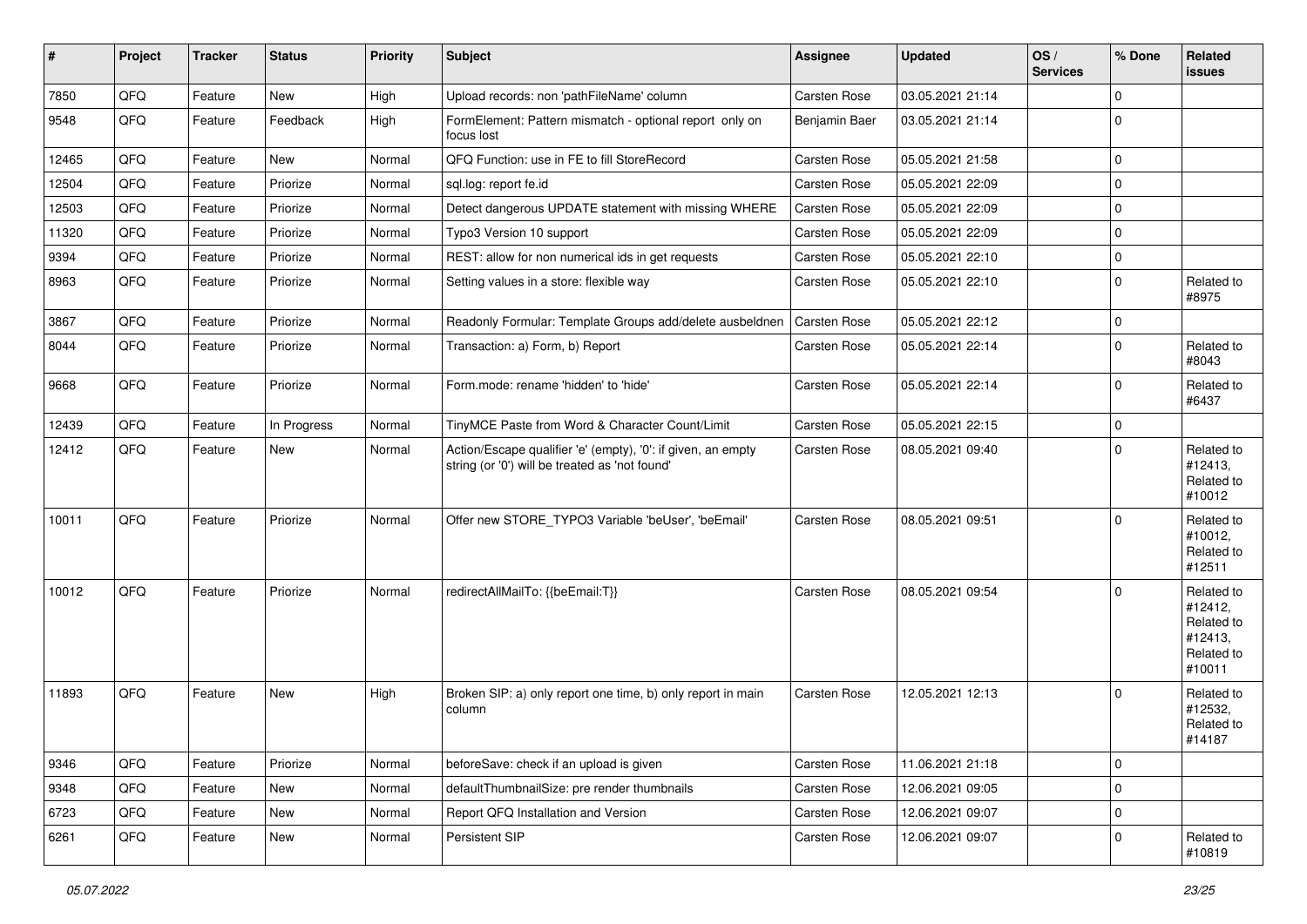| # | Project | Tracker | Status | Priority | Subject | Assignee | Updated | OS / Services | % Done | Related issues |
|---|---|---|---|---|---|---|---|---|---|---|
| 7850 | QFQ | Feature | New | High | Upload records: non 'pathFileName' column | Carsten Rose | 03.05.2021 21:14 | | 0 | |
| 9548 | QFQ | Feature | Feedback | High | FormElement: Pattern mismatch - optional report only on focus lost | Benjamin Baer | 03.05.2021 21:14 | | 0 | |
| 12465 | QFQ | Feature | New | Normal | QFQ Function: use in FE to fill StoreRecord | Carsten Rose | 05.05.2021 21:58 | | 0 | |
| 12504 | QFQ | Feature | Priorize | Normal | sql.log: report fe.id | Carsten Rose | 05.05.2021 22:09 | | 0 | |
| 12503 | QFQ | Feature | Priorize | Normal | Detect dangerous UPDATE statement with missing WHERE | Carsten Rose | 05.05.2021 22:09 | | 0 | |
| 11320 | QFQ | Feature | Priorize | Normal | Typo3 Version 10 support | Carsten Rose | 05.05.2021 22:09 | | 0 | |
| 9394 | QFQ | Feature | Priorize | Normal | REST: allow for non numerical ids in get requests | Carsten Rose | 05.05.2021 22:10 | | 0 | |
| 8963 | QFQ | Feature | Priorize | Normal | Setting values in a store: flexible way | Carsten Rose | 05.05.2021 22:10 | | 0 | Related to #8975 |
| 3867 | QFQ | Feature | Priorize | Normal | Readonly Formular: Template Groups add/delete ausbeldnen | Carsten Rose | 05.05.2021 22:12 | | 0 | |
| 8044 | QFQ | Feature | Priorize | Normal | Transaction: a) Form, b) Report | Carsten Rose | 05.05.2021 22:14 | | 0 | Related to #8043 |
| 9668 | QFQ | Feature | Priorize | Normal | Form.mode: rename 'hidden' to 'hide' | Carsten Rose | 05.05.2021 22:14 | | 0 | Related to #6437 |
| 12439 | QFQ | Feature | In Progress | Normal | TinyMCE Paste from Word & Character Count/Limit | Carsten Rose | 05.05.2021 22:15 | | 0 | |
| 12412 | QFQ | Feature | New | Normal | Action/Escape qualifier 'e' (empty), '0': if given, an empty string (or '0') will be treated as 'not found' | Carsten Rose | 08.05.2021 09:40 | | 0 | Related to #12413, Related to #10012 |
| 10011 | QFQ | Feature | Priorize | Normal | Offer new STORE_TYPO3 Variable 'beUser', 'beEmail' | Carsten Rose | 08.05.2021 09:51 | | 0 | Related to #10012, Related to #12511 |
| 10012 | QFQ | Feature | Priorize | Normal | redirectAllMailTo: {{beEmail:T}} | Carsten Rose | 08.05.2021 09:54 | | 0 | Related to #12412, Related to #12413, Related to #10011 |
| 11893 | QFQ | Feature | New | High | Broken SIP: a) only report one time, b) only report in main column | Carsten Rose | 12.05.2021 12:13 | | 0 | Related to #12532, Related to #14187 |
| 9346 | QFQ | Feature | Priorize | Normal | beforeSave: check if an upload is given | Carsten Rose | 11.06.2021 21:18 | | 0 | |
| 9348 | QFQ | Feature | New | Normal | defaultThumbnailSize: pre render thumbnails | Carsten Rose | 12.06.2021 09:05 | | 0 | |
| 6723 | QFQ | Feature | New | Normal | Report QFQ Installation and Version | Carsten Rose | 12.06.2021 09:07 | | 0 | |
| 6261 | QFQ | Feature | New | Normal | Persistent SIP | Carsten Rose | 12.06.2021 09:07 | | 0 | Related to #10819 |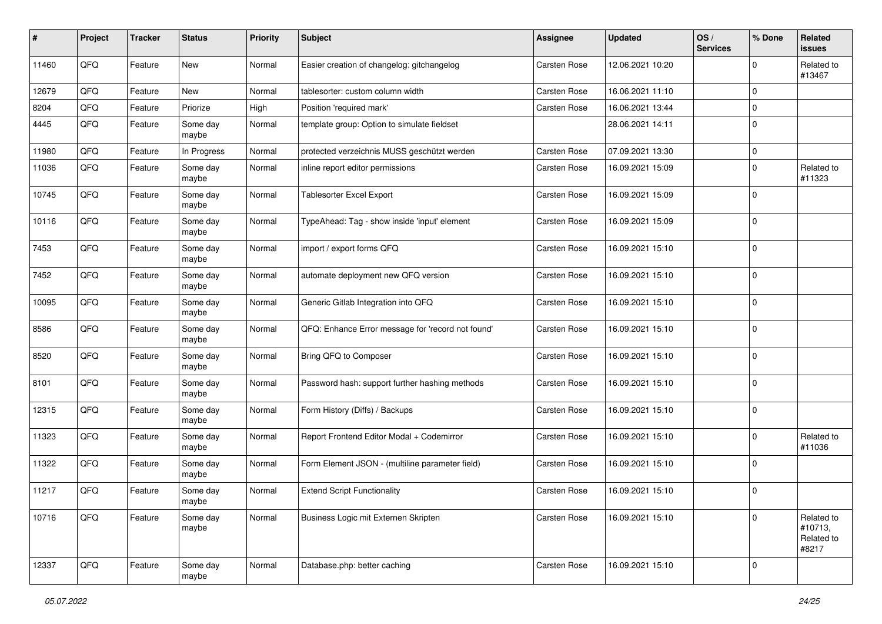| # | Project | Tracker | Status | Priority | Subject | Assignee | Updated | OS / Services | % Done | Related issues |
|---|---|---|---|---|---|---|---|---|---|---|
| 11460 | QFQ | Feature | New | Normal | Easier creation of changelog: gitchangelog | Carsten Rose | 12.06.2021 10:20 | | 0 | Related to #13467 |
| 12679 | QFQ | Feature | New | Normal | tablesorter: custom column width | Carsten Rose | 16.06.2021 11:10 | | 0 | |
| 8204 | QFQ | Feature | Priorize | High | Position 'required mark' | Carsten Rose | 16.06.2021 13:44 | | 0 | |
| 4445 | QFQ | Feature | Some day maybe | Normal | template group: Option to simulate fieldset | | 28.06.2021 14:11 | | 0 | |
| 11980 | QFQ | Feature | In Progress | Normal | protected verzeichnis MUSS geschützt werden | Carsten Rose | 07.09.2021 13:30 | | 0 | |
| 11036 | QFQ | Feature | Some day maybe | Normal | inline report editor permissions | Carsten Rose | 16.09.2021 15:09 | | 0 | Related to #11323 |
| 10745 | QFQ | Feature | Some day maybe | Normal | Tablesorter Excel Export | Carsten Rose | 16.09.2021 15:09 | | 0 | |
| 10116 | QFQ | Feature | Some day maybe | Normal | TypeAhead: Tag - show inside 'input' element | Carsten Rose | 16.09.2021 15:09 | | 0 | |
| 7453 | QFQ | Feature | Some day maybe | Normal | import / export forms QFQ | Carsten Rose | 16.09.2021 15:10 | | 0 | |
| 7452 | QFQ | Feature | Some day maybe | Normal | automate deployment new QFQ version | Carsten Rose | 16.09.2021 15:10 | | 0 | |
| 10095 | QFQ | Feature | Some day maybe | Normal | Generic Gitlab Integration into QFQ | Carsten Rose | 16.09.2021 15:10 | | 0 | |
| 8586 | QFQ | Feature | Some day maybe | Normal | QFQ: Enhance Error message for 'record not found' | Carsten Rose | 16.09.2021 15:10 | | 0 | |
| 8520 | QFQ | Feature | Some day maybe | Normal | Bring QFQ to Composer | Carsten Rose | 16.09.2021 15:10 | | 0 | |
| 8101 | QFQ | Feature | Some day maybe | Normal | Password hash: support further hashing methods | Carsten Rose | 16.09.2021 15:10 | | 0 | |
| 12315 | QFQ | Feature | Some day maybe | Normal | Form History (Diffs) / Backups | Carsten Rose | 16.09.2021 15:10 | | 0 | |
| 11323 | QFQ | Feature | Some day maybe | Normal | Report Frontend Editor Modal + Codemirror | Carsten Rose | 16.09.2021 15:10 | | 0 | Related to #11036 |
| 11322 | QFQ | Feature | Some day maybe | Normal | Form Element JSON - (multiline parameter field) | Carsten Rose | 16.09.2021 15:10 | | 0 | |
| 11217 | QFQ | Feature | Some day maybe | Normal | Extend Script Functionality | Carsten Rose | 16.09.2021 15:10 | | 0 | |
| 10716 | QFQ | Feature | Some day maybe | Normal | Business Logic mit Externen Skripten | Carsten Rose | 16.09.2021 15:10 | | 0 | Related to #10713, Related to #8217 |
| 12337 | QFQ | Feature | Some day maybe | Normal | Database.php: better caching | Carsten Rose | 16.09.2021 15:10 | | 0 | |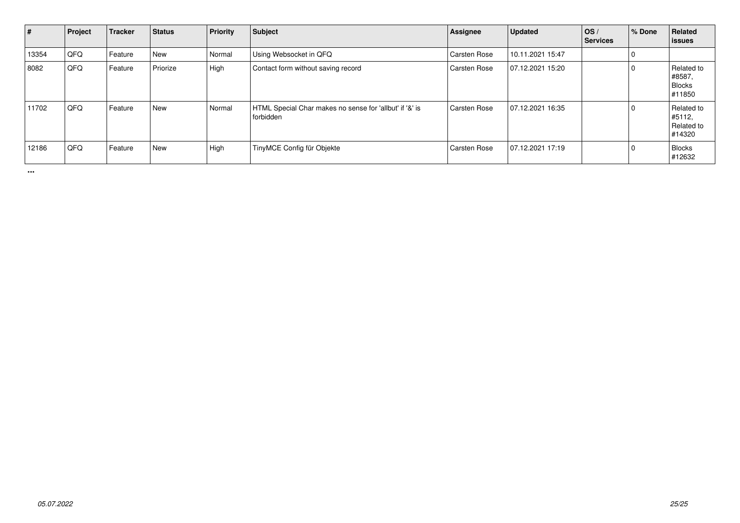| # | Project | Tracker | Status | Priority | Subject | Assignee | Updated | OS / Services | % Done | Related issues |
|---|---|---|---|---|---|---|---|---|---|---|
| 13354 | QFQ | Feature | New | Normal | Using Websocket in QFQ | Carsten Rose | 10.11.2021 15:47 | | 0 | |
| 8082 | QFQ | Feature | Priorize | High | Contact form without saving record | Carsten Rose | 07.12.2021 15:20 | | 0 | Related to #8587, Blocks #11850 |
| 11702 | QFQ | Feature | New | Normal | HTML Special Char makes no sense for 'allbut' if '&' is forbidden | Carsten Rose | 07.12.2021 16:35 | | 0 | Related to #5112, Related to #14320 |
| 12186 | QFQ | Feature | New | High | TinyMCE Config für Objekte | Carsten Rose | 07.12.2021 17:19 | | 0 | Blocks #12632 |

...